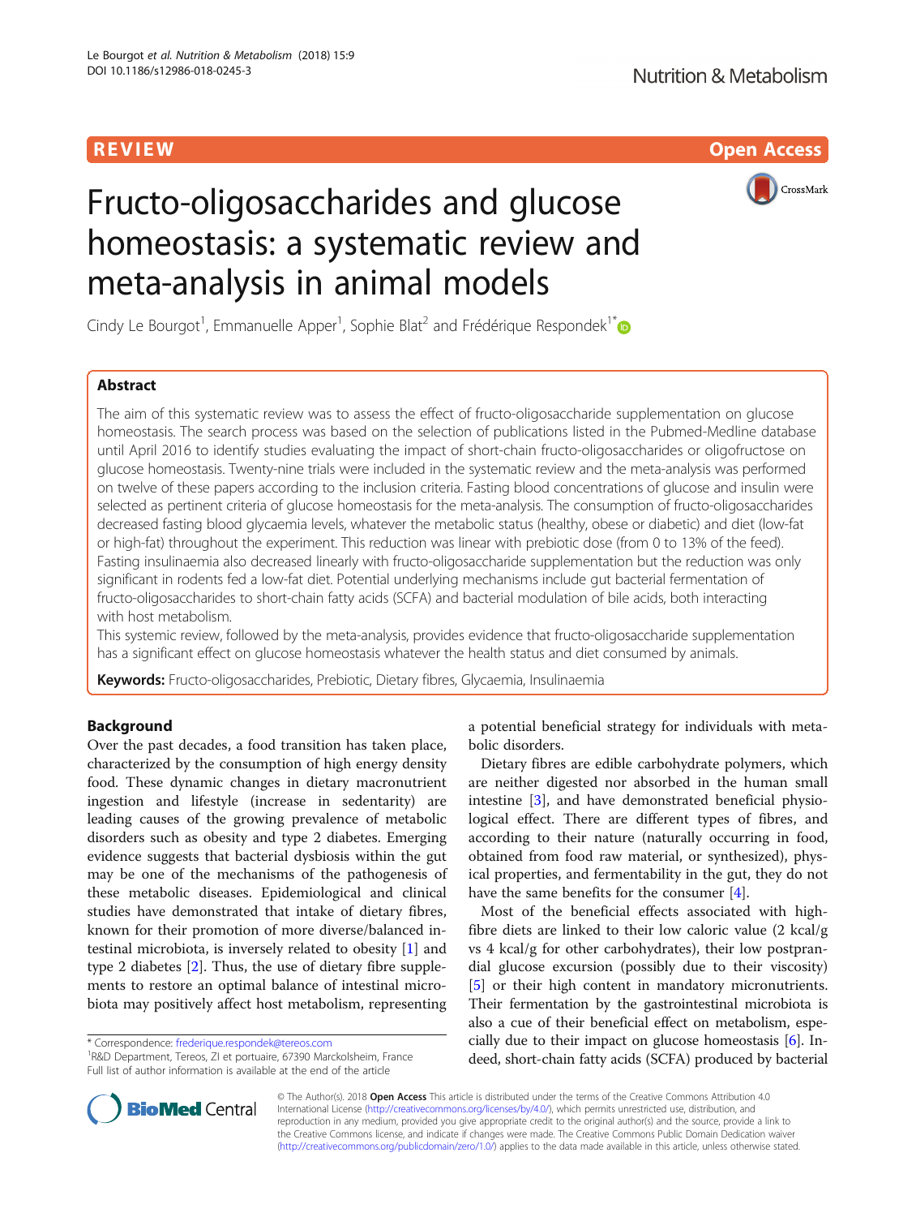REVIEW

Open Access

# Fructo-oligosaccharides and glucose homeostasis: a systematic review and meta-analysis in animal models

Cindy Le Bourgot[1], Emmanuelle Apper[1], Sophie Blat[2] and Frédérique Respondek[1*]

## Abstract

The aim of this systematic review was to assess the effect of fructo-oligosaccharide supplementation on glucose homeostasis. The search process was based on the selection of publications listed in the Pubmed-Medline database until April 2016 to identify studies evaluating the impact of short-chain fructo-oligosaccharides or oligofructose on glucose homeostasis. Twenty-nine trials were included in the systematic review and the meta-analysis was performed on twelve of these papers according to the inclusion criteria. Fasting blood concentrations of glucose and insulin were selected as pertinent criteria of glucose homeostasis for the meta-analysis. The consumption of fructo-oligosaccharides decreased fasting blood glycaemia levels, whatever the metabolic status (healthy, obese or diabetic) and diet (low-fat or high-fat) throughout the experiment. This reduction was linear with prebiotic dose (from 0 to 13% of the feed). Fasting insulinaemia also decreased linearly with fructo-oligosaccharide supplementation but the reduction was only significant in rodents fed a low-fat diet. Potential underlying mechanisms include gut bacterial fermentation of fructo-oligosaccharides to short-chain fatty acids (SCFA) and bacterial modulation of bile acids, both interacting with host metabolism.

This systemic review, followed by the meta-analysis, provides evidence that fructo-oligosaccharide supplementation has a significant effect on glucose homeostasis whatever the health status and diet consumed by animals.

**Keywords:** Fructo-oligosaccharides, Prebiotic, Dietary fibres, Glycaemia, Insulinaemia

## Background

Over the past decades, a food transition has taken place, characterized by the consumption of high energy density food. These dynamic changes in dietary macronutrient ingestion and lifestyle (increase in sedentarity) are leading causes of the growing prevalence of metabolic disorders such as obesity and type 2 diabetes. Emerging evidence suggests that bacterial dysbiosis within the gut may be one of the mechanisms of the pathogenesis of these metabolic diseases. Epidemiological and clinical studies have demonstrated that intake of dietary fibres, known for their promotion of more diverse/balanced intestinal microbiota, is inversely related to obesity [1] and type 2 diabetes [2]. Thus, the use of dietary fibre supplements to restore an optimal balance of intestinal microbiota may positively affect host metabolism, representing a potential beneficial strategy for individuals with metabolic disorders.

Dietary fibres are edible carbohydrate polymers, which are neither digested nor absorbed in the human small intestine [3], and have demonstrated beneficial physiological effect. There are different types of fibres, and according to their nature (naturally occurring in food, obtained from food raw material, or synthesized), physical properties, and fermentability in the gut, they do not have the same benefits for the consumer [4].

Most of the beneficial effects associated with high-fibre diets are linked to their low caloric value (2 kcal/g vs 4 kcal/g for other carbohydrates), their low postprandial glucose excursion (possibly due to their viscosity) [5] or their high content in mandatory micronutrients. Their fermentation by the gastrointestinal microbiota is also a cue of their beneficial effect on metabolism, especially due to their impact on glucose homeostasis [6]. Indeed, short-chain fatty acids (SCFA) produced by bacterial

* Correspondence: frederique.respondek@tereos.com
[1]R&D Department, Tereos, ZI et portuaire, 67390 Marckolsheim, France
Full list of author information is available at the end of the article

© The Author(s). 2018 **Open Access** This article is distributed under the terms of the Creative Commons Attribution 4.0 International License (http://creativecommons.org/licenses/by/4.0/), which permits unrestricted use, distribution, and reproduction in any medium, provided you give appropriate credit to the original author(s) and the source, provide a link to the Creative Commons license, and indicate if changes were made. The Creative Commons Public Domain Dedication waiver (http://creativecommons.org/publicdomain/zero/1.0/) applies to the data made available in this article, unless otherwise stated.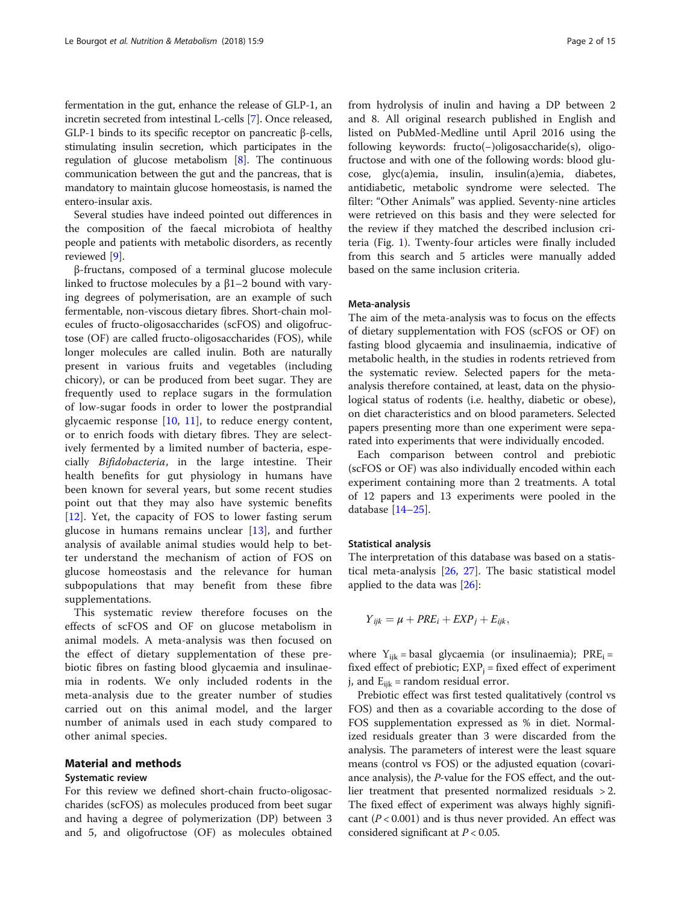fermentation in the gut, enhance the release of GLP-1, an incretin secreted from intestinal L-cells [7]. Once released, GLP-1 binds to its specific receptor on pancreatic β-cells, stimulating insulin secretion, which participates in the regulation of glucose metabolism [8]. The continuous communication between the gut and the pancreas, that is mandatory to maintain glucose homeostasis, is named the entero-insular axis.

Several studies have indeed pointed out differences in the composition of the faecal microbiota of healthy people and patients with metabolic disorders, as recently reviewed [9].

β-fructans, composed of a terminal glucose molecule linked to fructose molecules by a β1–2 bound with varying degrees of polymerisation, are an example of such fermentable, non-viscous dietary fibres. Short-chain molecules of fructo-oligosaccharides (scFOS) and oligofructose (OF) are called fructo-oligosaccharides (FOS), while longer molecules are called inulin. Both are naturally present in various fruits and vegetables (including chicory), or can be produced from beet sugar. They are frequently used to replace sugars in the formulation of low-sugar foods in order to lower the postprandial glycaemic response [10, 11], to reduce energy content, or to enrich foods with dietary fibres. They are selectively fermented by a limited number of bacteria, especially *Bifidobacteria*, in the large intestine. Their health benefits for gut physiology in humans have been known for several years, but some recent studies point out that they may also have systemic benefits [12]. Yet, the capacity of FOS to lower fasting serum glucose in humans remains unclear [13], and further analysis of available animal studies would help to better understand the mechanism of action of FOS on glucose homeostasis and the relevance for human subpopulations that may benefit from these fibre supplementations.

This systematic review therefore focuses on the effects of scFOS and OF on glucose metabolism in animal models. A meta-analysis was then focused on the effect of dietary supplementation of these prebiotic fibres on fasting blood glycaemia and insulinaemia in rodents. We only included rodents in the meta-analysis due to the greater number of studies carried out on this animal model, and the larger number of animals used in each study compared to other animal species.

## Material and methods

### Systematic review

For this review we defined short-chain fructo-oligosaccharides (scFOS) as molecules produced from beet sugar and having a degree of polymerization (DP) between 3 and 5, and oligofructose (OF) as molecules obtained from hydrolysis of inulin and having a DP between 2 and 8. All original research published in English and listed on PubMed-Medline until April 2016 using the following keywords: fructo(−)oligosaccharide(s), oligofructose and with one of the following words: blood glucose, glyc(a)emia, insulin, insulin(a)emia, diabetes, antidiabetic, metabolic syndrome were selected. The filter: "Other Animals" was applied. Seventy-nine articles were retrieved on this basis and they were selected for the review if they matched the described inclusion criteria (Fig. 1). Twenty-four articles were finally included from this search and 5 articles were manually added based on the same inclusion criteria.

### Meta-analysis

The aim of the meta-analysis was to focus on the effects of dietary supplementation with FOS (scFOS or OF) on fasting blood glycaemia and insulinaemia, indicative of metabolic health, in rodents retrieved from the systematic review. Selected papers for the meta-analysis therefore contained, at least, data on the physiological status of rodents (i.e. healthy, diabetic or obese), on diet characteristics and on blood parameters. Selected papers presenting more than one experiment were separated into experiments that were individually encoded.

Each comparison between control and prebiotic (scFOS or OF) was also individually encoded within each experiment containing more than 2 treatments. A total of 12 papers and 13 experiments were pooled in the database [14–25].

### Statistical analysis

The interpretation of this database was based on a statistical meta-analysis [26, 27]. The basic statistical model applied to the data was [26]:

$$Y_{ijk} = \mu + PRE_i + EXP_j + E_{ijk},$$

where $Y_{ijk}$ = basal glycaemia (or insulinaemia); $PRE_i$ = fixed effect of prebiotic; $EXP_j$ = fixed effect of experiment j, and $E_{ijk}$ = random residual error.

Prebiotic effect was first tested qualitatively (control vs FOS) and then as a covariable according to the dose of FOS supplementation expressed as % in diet. Normalized residuals greater than 3 were discarded from the analysis. The parameters of interest were the least square means (control vs FOS) or the adjusted equation (covariance analysis), the *P*-value for the FOS effect, and the outlier treatment that presented normalized residuals > 2. The fixed effect of experiment was always highly significant ($P < 0.001$) and is thus never provided. An effect was considered significant at $P < 0.05$.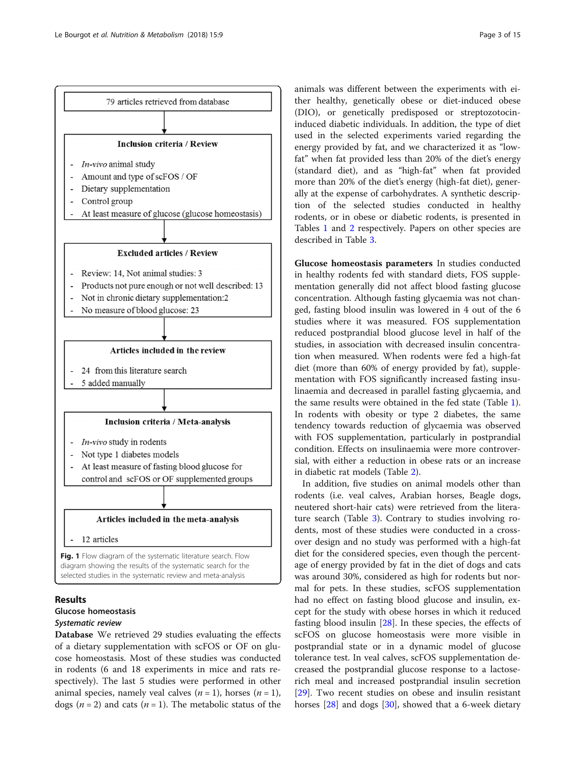79 articles retrieved from database

**Inclusion criteria / Review**

- *In-vivo* animal study
- Amount and type of scFOS / OF
- Dietary supplementation
- Control group
- At least measure of glucose (glucose homeostasis)

**Excluded articles / Review**

- Review: 14, Not animal studies: 3
- Products not pure enough or not well described: 13
- Not in chronic dietary supplementation:2
- No measure of blood glucose: 23

**Articles included in the review**

- 24 from this literature search
- 5 added manually

**Inclusion criteria / Meta-analysis**

- *In-vivo* study in rodents
- Not type 1 diabetes models
- At least measure of fasting blood glucose for control and scFOS or OF supplemented groups

**Articles included in the meta-analysis**

- 12 articles

**Fig. 1** Flow diagram of the systematic literature search. Flow diagram showing the results of the systematic search for the selected studies in the systematic review and meta-analysis

## Results

### Glucose homeostasis

#### *Systematic review*

**Database** We retrieved 29 studies evaluating the effects of a dietary supplementation with scFOS or OF on glucose homeostasis. Most of these studies was conducted in rodents (6 and 18 experiments in mice and rats respectively). The last 5 studies were performed in other animal species, namely veal calves ($n = 1$), horses ($n = 1$), dogs ($n = 2$) and cats ($n = 1$). The metabolic status of the animals was different between the experiments with either healthy, genetically obese or diet-induced obese (DIO), or genetically predisposed or streptozotocin-induced diabetic individuals. In addition, the type of diet used in the selected experiments varied regarding the energy provided by fat, and we characterized it as "low-fat" when fat provided less than 20% of the diet's energy (standard diet), and as "high-fat" when fat provided more than 20% of the diet's energy (high-fat diet), generally at the expense of carbohydrates. A synthetic description of the selected studies conducted in healthy rodents, or in obese or diabetic rodents, is presented in Tables 1 and 2 respectively. Papers on other species are described in Table 3.

**Glucose homeostasis parameters** In studies conducted in healthy rodents fed with standard diets, FOS supplementation generally did not affect blood fasting glucose concentration. Although fasting glycaemia was not changed, fasting blood insulin was lowered in 4 out of the 6 studies where it was measured. FOS supplementation reduced postprandial blood glucose level in half of the studies, in association with decreased insulin concentration when measured. When rodents were fed a high-fat diet (more than 60% of energy provided by fat), supplementation with FOS significantly increased fasting insulinaemia and decreased in parallel fasting glycaemia, and the same results were obtained in the fed state (Table 1). In rodents with obesity or type 2 diabetes, the same tendency towards reduction of glycaemia was observed with FOS supplementation, particularly in postprandial condition. Effects on insulinaemia were more controversial, with either a reduction in obese rats or an increase in diabetic rat models (Table 2).

In addition, five studies on animal models other than rodents (i.e. veal calves, Arabian horses, Beagle dogs, neutered short-hair cats) were retrieved from the literature search (Table 3). Contrary to studies involving rodents, most of these studies were conducted in a cross-over design and no study was performed with a high-fat diet for the considered species, even though the percentage of energy provided by fat in the diet of dogs and cats was around 30%, considered as high for rodents but normal for pets. In these studies, scFOS supplementation had no effect on fasting blood glucose and insulin, except for the study with obese horses in which it reduced fasting blood insulin [28]. In these species, the effects of scFOS on glucose homeostasis were more visible in postprandial state or in a dynamic model of glucose tolerance test. In veal calves, scFOS supplementation decreased the postprandial glucose response to a lactose-rich meal and increased postprandial insulin secretion [29]. Two recent studies on obese and insulin resistant horses [28] and dogs [30], showed that a 6-week dietary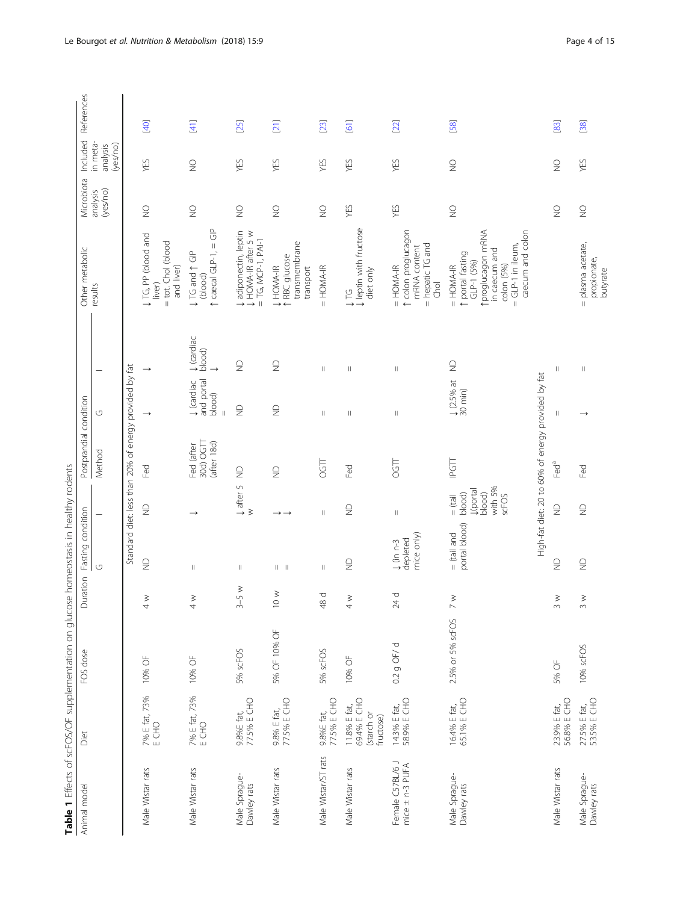**Table 1** Effects of scFOS/OF supplementation on glucose homeostasis in healthy rodents

| Animal model | Diet | FOS dose | Duration | Fasting condition | | Postprandial condition | | | Other metabolic results | Microbiota analysis (yes/no) | Included in meta-analysis (yes/no) | References |
|---|---|---|---|---|---|---|---|---|---|---|---|---|
| | | | | G | I | Method | G | I | | | | |
| Standard diet: less than 20% of energy provided by fat | | | | | | | | | | | | |
| Male Wistar rats | 7% E fat, 73% E CHO | 10% OF | 4 w | ND | ND | Fed | ↓ | ↓ | ↓ TG, PP (blood and liver) = tot. Chol (blood and liver) | NO | YES | [40] |
| Male Wistar rats | 7% E fat, 73% E CHO | 10% OF | 4 w | = | ↓ | Fed (after 30d) OGTT (after 18d) | ↓ (cardiac and portal blood) = | ↓ (cardiac blood) ↓ | ↓ TG and ↑ GIP (blood) ↑ caecal GLP-1, = GIP | NO | NO | [41] |
| Male Sprague-Dawley rats | 9.8%E fat, 77.5% E CHO | 5% scFOS | 3–5 w | = | ↓ after 5 w | ND | ND | ND | ↓ adiponectin, leptin ↓ HOMA-IR after 5 w = TG, MCP-1, PAI-1 | NO | YES | [25] |
| Male Wistar rats | 9.8% E fat, 77.5% E CHO | 5% OF 10% OF | 10 w | = = | ↓ ↓ | ND | ND | ND | ↓ HOMA-IR ↑ RBC glucose transmembrane transport | NO | YES | [21] |
| Male Wistar/ST rats | 9.8%E fat, 77.5% E CHO | 5% scFOS | 48 d | = | = | OGTT | = | = | = HOMA-IR | NO | YES | [23] |
| Male Wistar rats | 11.8% E fat, 69.4% E CHO (starch or fructose) | 10% OF | 4 w | ND | ND | Fed | = | = | ↓ TG ↓ leptin with fructose diet only | YES | YES | [61] |
| Female C57BL/6 J mice ± n-3 PUFA | 14.3% E fat, 58.9% E CHO | 0.2 g OF/ d | 24 d | ↓ (in n-3 depleted mice only) | = | OGTT | = | = | = HOMA-IR ↑ colon proglucagon mRNA content = hepatic TG and Chol | YES | YES | [22] |
| Male Sprague-Dawley rats | 16.4% E fat, 65.1% E CHO | 2.5% or 5% scFOS | 7 w | = (tail and portal blood) | = (tail blood) ↓(portal blood) with 5% scFOS | IPGTT | ↓ (2.5% at 30 min) | ND | = HOMA-IR ↑ portal fasting GLP-1 (5%) ↑proglucagon mRNA in caecum and colon (5%) = GLP-1 in ileum, caecum and colon | NO | NO | [58] |
| High-fat diet: 20 to 60% of energy provided by fat | | | | | | | | | | | | |
| Male Wistar rats | 23.9% E fat, 56.8% E CHO | 5% OF | 3 w | ND | ND | Fed[a] | = | = | | NO | NO | [83] |
| Male Sprague-Dawley rats | 27.5% E fat, 53.5% E CHO | 10% scFOS | 3 w | ND | ND | Fed | ↓ | = | = plasma acetate, propionate, butyrate | NO | YES | [38] |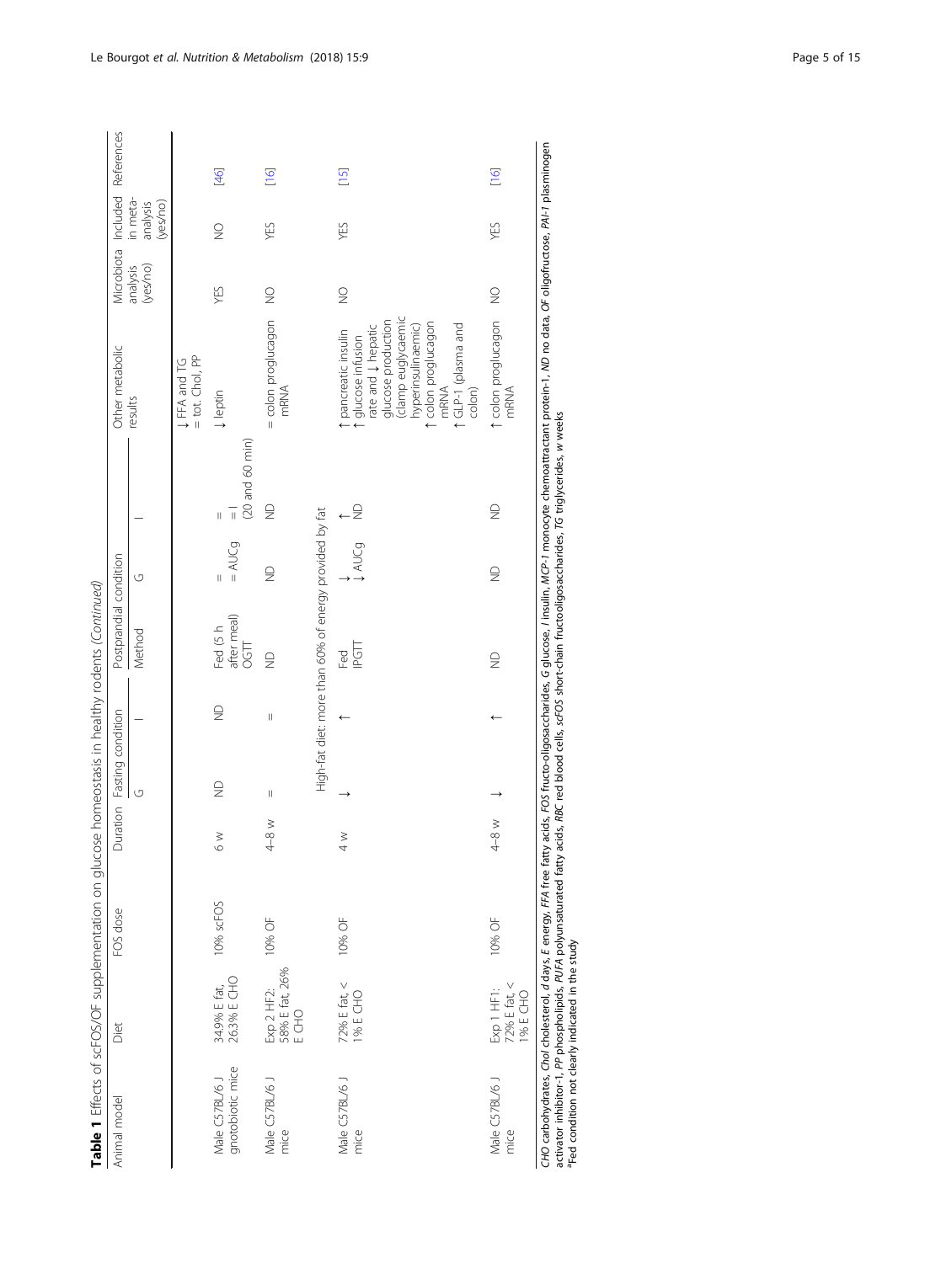**Table 1** Effects of scFOS/OF supplementation on glucose homeostasis in healthy rodents *(Continued)*

| Animal model | Diet | FOS dose | Duration | Fasting condition | | Postprandial condition | | | Other metabolic results | Microbiota analysis (yes/no) | Included in meta-analysis (yes/no) | References |
|---|---|---|---|---|---|---|---|---|---|---|---|---|
| | | | | G | I | Method | G | I | | | | |
| | | | | | | | | | ↓ FFA and TG = tot. Chol, PP | | | |
| Male C57BL/6 J gnotobiotic mice | 34.9% E fat, 26.3% E CHO | 10% scFOS | 6 w | ND | ND | Fed (5 h after meal) OGTT | = = AUCg | = = I (20 and 60 min) | ↓ leptin | YES | NO | [46] |
| Male C57BL/6 J mice | Exp 2 HF2: 58% E fat, 26% E CHO | 10% OF | 4–8 w | = | = | ND | ND | ND | = colon proglucagon mRNA | NO | YES | [16] |
| High-fat diet: more than 60% of energy provided by fat | | | | | | | | | | | | |
| Male C57BL/6 J mice | 72% E fat, < 1% E CHO | 10% OF | 4 w | ↓ | ↑ | Fed IPGTT | ↓ ↓ AUCg | ↑ ND | ↑ pancreatic insulin ↑ glucose infusion rate and ↓ hepatic glucose production (clamp euglycaemic hyperinsulinaemic) ↑ colon proglucagon mRNA ↑ GLP-1 (plasma and colon) | NO | YES | [15] |
| Male C57BL/6 J mice | Exp 1 HF1: 72% E fat, < 1% E CHO | 10% OF | 4–8 w | ↓ | ↑ | ND | ND | ND | ↑ colon proglucagon mRNA | NO | YES | [16] |

*CHO* carbohydrates, *Chol* cholesterol, *d* days, *E* energy, *FFA* free fatty acids, *FOS* fructo-oligosaccharides, *G* glucose, *I* insulin, *MCP-1* monocyte chemoattractant protein-1, *ND* no data, *OF* oligofructose, *PAI-1* plasminogen activator inhibitor-1, *PP* phospholipids, *PUFA* polyunsaturated fatty acids, *RBC* red blood cells, *scFOS* short-chain fructooligosaccharides, *TG* triglycerides, *w* weeks
[a]Fed condition not clearly indicated in the study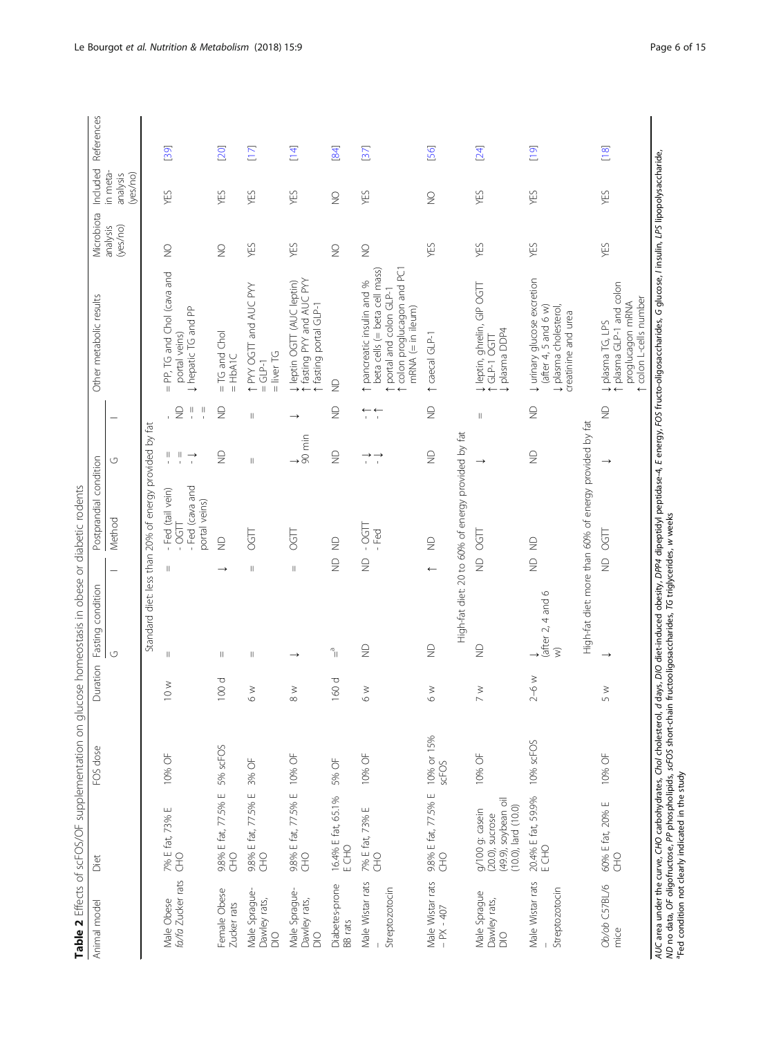**Table 2** Effects of scFOS/OF supplementation on glucose homeostasis in obese or diabetic rodents

| Animal model | Diet | FOS dose | Duration | Fasting condition | | Postprandial condition | | | Other metabolic results | Microbiota analysis (yes/no) | Included in meta-analysis (yes/no) | References |
|---|---|---|---|---|---|---|---|---|---|---|---|---|
| | | | | G | I | Method | G | I | | | | |
| Standard diet: less than 20% of energy provided by fat | | | | | | | | | | | | |
| Male Obese *fa/fa* Zucker rats | 7% E fat, 73% E CHO | 10% OF | 10 w | = | = | - Fed (tail vein) - OGTT - Fed (cava and portal veins) | - = - = - ↓ | - ND - = - = | = PP, TG and Chol (cava and portal veins) ↓ hepatic TG and PP | NO | YES | [39] |
| Female Obese Zucker rats | 9.8% E fat, 77.5% E CHO | 5% scFOS | 100 d | = | ↓ | ND | ND | ND | = TG and Chol = HbA1C | NO | YES | [20] |
| Male Sprague-Dawley rats, DIO | 9.8% E fat, 77.5% E CHO | 3% OF | 6 w | = | = | OGTT | = | = | ↑ PYY OGTT and AUC PYY = GLP-1 = liver TG | YES | YES | [17] |
| Male Sprague-Dawley rats, DIO | 9.8% E fat, 77.5% E CHO | 10% OF | 8 w | ↓ | = | OGTT | ↓ 90 min | ↓ | ↓ leptin OGTT (AUC leptin) ↑ fasting PYY and AUC PYY ↑ fasting portal GLP-1 | YES | YES | [14] |
| Diabetes-prone BB rats | 16.4% E fat, 65.1% E CHO | 5% OF | 160 d | =[a] | ND | ND | ND | ND | ND | NO | NO | [84] |
| Male Wistar rats – Streptozotocin | 7% E fat, 73% E CHO | 10% OF | 6 w | ND | ND | - OGTT - Fed | - ↓ - ↓ | - ↑ - ↑ | ↑ pancreatic insulin and % beta cells (= beta cell mass) ↑ portal and colon GLP-1 ↑ colon proglucagon and PC1 mRNA (= in ileum) | NO | YES | [37] |
| Male Wistar rats – PX - 407 | 9.8% E fat, 77.5% E CHO | 10% or 15% scFOS | 6 w | ND | ↑ | ND | ND | ND | ↑ caecal GLP-1 | YES | NO | [56] |
| High-fat diet: 20 to 60% of energy provided by fat | | | | | | | | | | | | |
| Male Sprague Dawley rats, DIO | g/100 g: casein (20.0), sucrose (49.9), soybean oil (10.0), lard (10.0) | 10% OF | 7 w | ND | ND | OGTT | ↓ | = | ↓ leptin, ghrelin, GIP OGTT ↑ GLP-1 OGTT ↓ plasma DDP4 | YES | YES | [24] |
| Male Wistar rats – Streptozotocin | 20.4% E fat, 59.9% E CHO | 10% scFOS | 2–6 w | ↓ (after 2, 4 and 6 w) | ND | ND | ND | ND | ↓ urinary glucose excretion (after 4, 5 and 6 w) ↓ plasma cholesterol, creatinine and urea | YES | YES | [19] |
| High-fat diet: more than 60% of energy provided by fat | | | | | | | | | | | | |
| *Ob/ob* C57BL/6 mice | 60% E fat, 20% E CHO | 10% OF | 5 w | ↓ | ND | OGTT | ↓ | ND | ↓ plasma TG, LPS ↑ plasma GLP-1 and colon proglucagon mRNA ↑ colon L-cells number | YES | YES | [18] |

*AUC* area under the curve, *CHO* carbohydrates, *Chol* cholesterol, *d* days, *DIO* diet-induced obesity, *DPP4* dipeptidyl peptidase-4, *E* energy, *FOS* fructo-oligosaccharides, *G* glucose, *I* insulin, *LPS* lipopolysaccharide, *ND* no data, *OF* oligofructose, *PP* phospholipids, *scFOS* short-chain fructooligosaccharides, *TG* triglycerides, *w* weeks

[a]Fed condition not clearly indicated in the study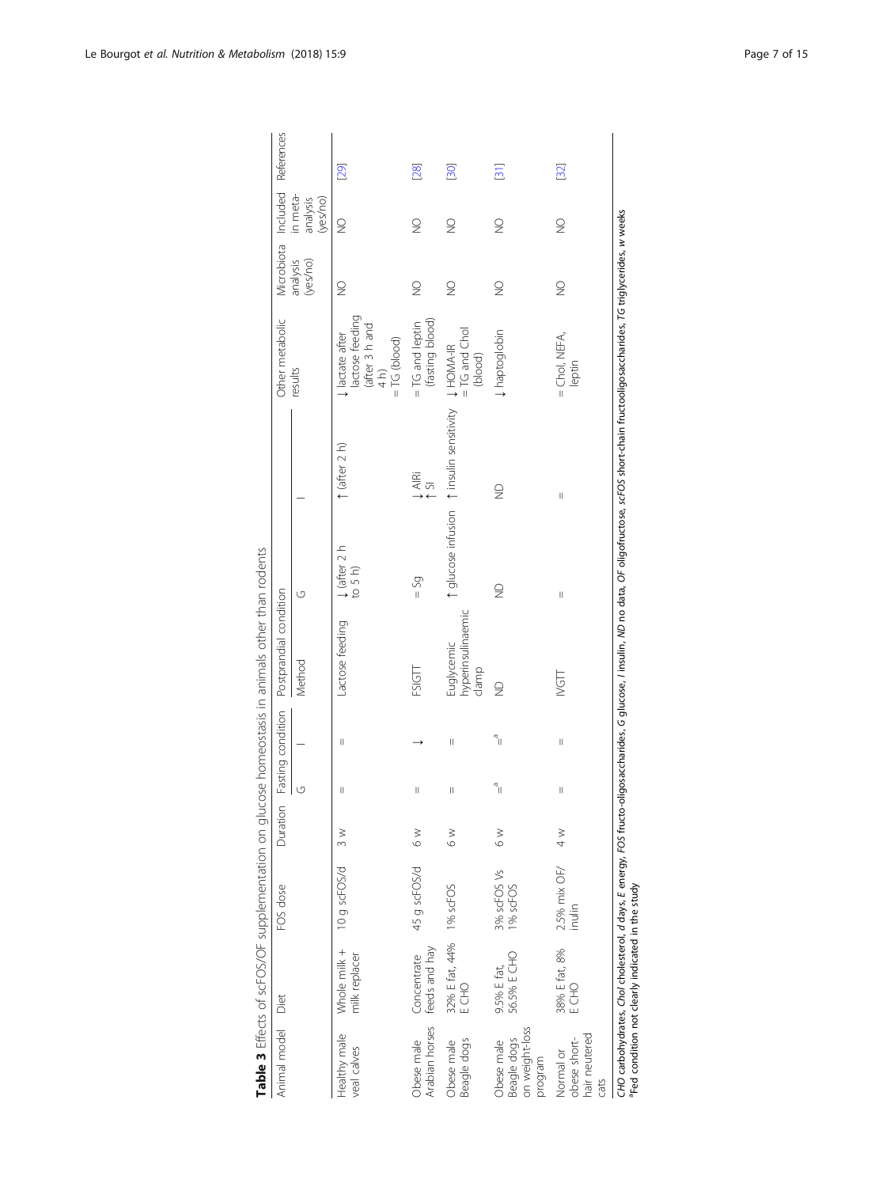**Table 3** Effects of scFOS/OF supplementation on glucose homeostasis in animals other than rodents

| Animal model | Diet | FOS dose | Duration | Fasting condition | | Postprandial condition | | | Other metabolic results | Microbiota analysis (yes/no) | Included in meta-analysis (yes/no) | References |
|---|---|---|---|---|---|---|---|---|---|---|---|---|
| | | | | G | I | Method | G | I | | | | |
| Healthy male veal calves | Whole milk + milk replacer | 10 g scFOS/d | 3 w | = | = | Lactose feeding | ↓ (after 2 h to 5 h) | ↑ (after 2 h) | ↓ lactate after lactose feeding (after 3 h and 4 h) = TG (blood) | NO | NO | [29] |
| Obese male Arabian horses | Concentrate feeds and hay | 45 g scFOS/d | 6 w | = | ↓ | FSIGTT | = Sg | ↓ AIRi ↑ SI | = TG and leptin (fasting blood) | NO | NO | [28] |
| Obese male Beagle dogs | 32% E fat, 44% E CHO | 1% scFOS | 6 w | = | = | Euglycemic hyperinsulinaemic clamp | ↑ glucose infusion | ↑ insulin sensitivity | ↓ HOMA-IR = TG and Chol (blood) | NO | NO | [30] |
| Obese male Beagle dogs on weight-loss program | 9.5% E fat, 56.5% E CHO | 3% scFOS Vs 1% scFOS | 6 w | =[a] | =[a] | ND | ND | ND | ↓ haptoglobin | NO | NO | [31] |
| Normal or obese short-hair neutered cats | 38% E fat, 8% E CHO | 2.5% mix OF/ inulin | 4 w | = | = | IVGTT | = | = | = Chol, NEFA, leptin | NO | NO | [32] |

*CHO* carbohydrates, *Chol* cholesterol, *d* days, *E* energy, *FOS* fructo-oligosaccharides, *G* glucose, *I* insulin, *ND* no data, *OF* oligofructose, *scFOS* short-chain fructooligosaccharides, *TG* triglycerides, *w* weeks
[a]Fed condition not clearly indicated in the study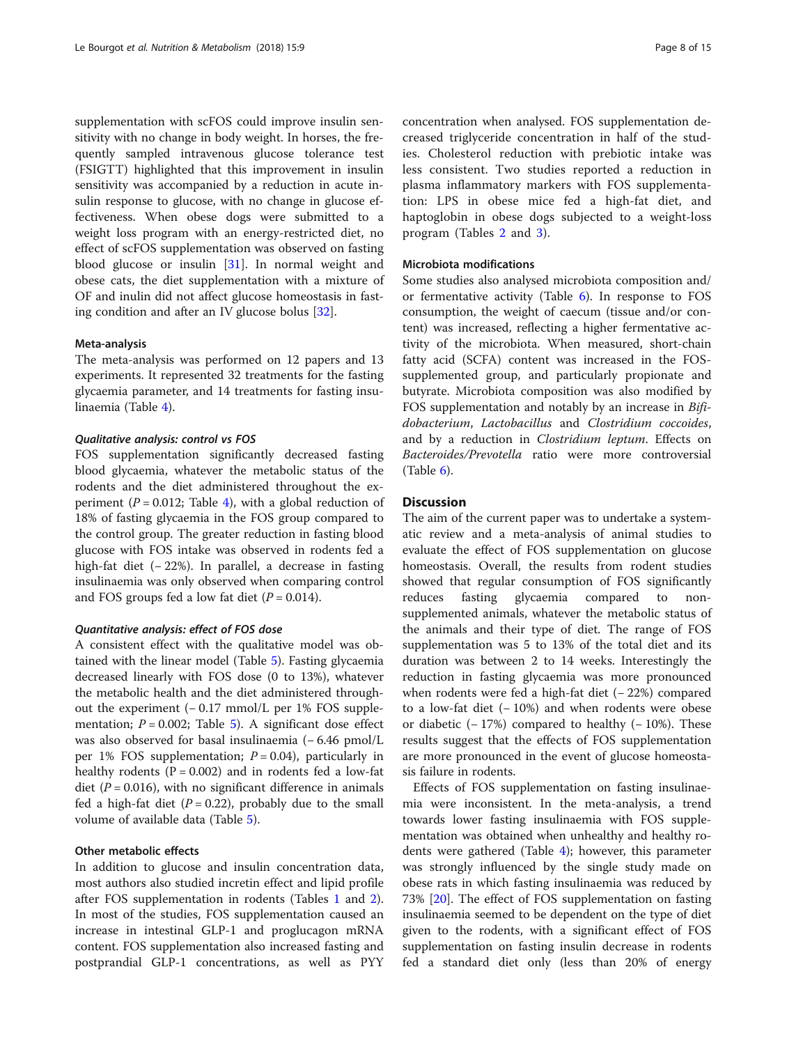supplementation with scFOS could improve insulin sensitivity with no change in body weight. In horses, the frequently sampled intravenous glucose tolerance test (FSIGTT) highlighted that this improvement in insulin sensitivity was accompanied by a reduction in acute insulin response to glucose, with no change in glucose effectiveness. When obese dogs were submitted to a weight loss program with an energy-restricted diet, no effect of scFOS supplementation was observed on fasting blood glucose or insulin [31]. In normal weight and obese cats, the diet supplementation with a mixture of OF and inulin did not affect glucose homeostasis in fasting condition and after an IV glucose bolus [32].

### Meta-analysis

The meta-analysis was performed on 12 papers and 13 experiments. It represented 32 treatments for the fasting glycaemia parameter, and 14 treatments for fasting insulinaemia (Table 4).

#### *Qualitative analysis: control vs FOS*

FOS supplementation significantly decreased fasting blood glycaemia, whatever the metabolic status of the rodents and the diet administered throughout the experiment ($P = 0.012$; Table 4), with a global reduction of 18% of fasting glycaemia in the FOS group compared to the control group. The greater reduction in fasting blood glucose with FOS intake was observed in rodents fed a high-fat diet (− 22%). In parallel, a decrease in fasting insulinaemia was only observed when comparing control and FOS groups fed a low fat diet ($P = 0.014$).

#### *Quantitative analysis: effect of FOS dose*

A consistent effect with the qualitative model was obtained with the linear model (Table 5). Fasting glycaemia decreased linearly with FOS dose (0 to 13%), whatever the metabolic health and the diet administered throughout the experiment (− 0.17 mmol/L per 1% FOS supplementation; $P = 0.002$; Table 5). A significant dose effect was also observed for basal insulinaemia (− 6.46 pmol/L per 1% FOS supplementation; $P = 0.04$), particularly in healthy rodents ($P = 0.002$) and in rodents fed a low-fat diet ($P = 0.016$), with no significant difference in animals fed a high-fat diet ($P = 0.22$), probably due to the small volume of available data (Table 5).

### Other metabolic effects

In addition to glucose and insulin concentration data, most authors also studied incretin effect and lipid profile after FOS supplementation in rodents (Tables 1 and 2). In most of the studies, FOS supplementation caused an increase in intestinal GLP-1 and proglucagon mRNA content. FOS supplementation also increased fasting and postprandial GLP-1 concentrations, as well as PYY concentration when analysed. FOS supplementation decreased triglyceride concentration in half of the studies. Cholesterol reduction with prebiotic intake was less consistent. Two studies reported a reduction in plasma inflammatory markers with FOS supplementation: LPS in obese mice fed a high-fat diet, and haptoglobin in obese dogs subjected to a weight-loss program (Tables 2 and 3).

### Microbiota modifications

Some studies also analysed microbiota composition and/or fermentative activity (Table 6). In response to FOS consumption, the weight of caecum (tissue and/or content) was increased, reflecting a higher fermentative activity of the microbiota. When measured, short-chain fatty acid (SCFA) content was increased in the FOS-supplemented group, and particularly propionate and butyrate. Microbiota composition was also modified by FOS supplementation and notably by an increase in *Bifidobacterium*, *Lactobacillus* and *Clostridium coccoides*, and by a reduction in *Clostridium leptum*. Effects on *Bacteroides/Prevotella* ratio were more controversial (Table 6).

## Discussion

The aim of the current paper was to undertake a systematic review and a meta-analysis of animal studies to evaluate the effect of FOS supplementation on glucose homeostasis. Overall, the results from rodent studies showed that regular consumption of FOS significantly reduces fasting glycaemia compared to non-supplemented animals, whatever the metabolic status of the animals and their type of diet. The range of FOS supplementation was 5 to 13% of the total diet and its duration was between 2 to 14 weeks. Interestingly the reduction in fasting glycaemia was more pronounced when rodents were fed a high-fat diet (− 22%) compared to a low-fat diet (− 10%) and when rodents were obese or diabetic (− 17%) compared to healthy (− 10%). These results suggest that the effects of FOS supplementation are more pronounced in the event of glucose homeostasis failure in rodents.

Effects of FOS supplementation on fasting insulinaemia were inconsistent. In the meta-analysis, a trend towards lower fasting insulinaemia with FOS supplementation was obtained when unhealthy and healthy rodents were gathered (Table 4); however, this parameter was strongly influenced by the single study made on obese rats in which fasting insulinaemia was reduced by 73% [20]. The effect of FOS supplementation on fasting insulinaemia seemed to be dependent on the type of diet given to the rodents, with a significant effect of FOS supplementation on fasting insulin decrease in rodents fed a standard diet only (less than 20% of energy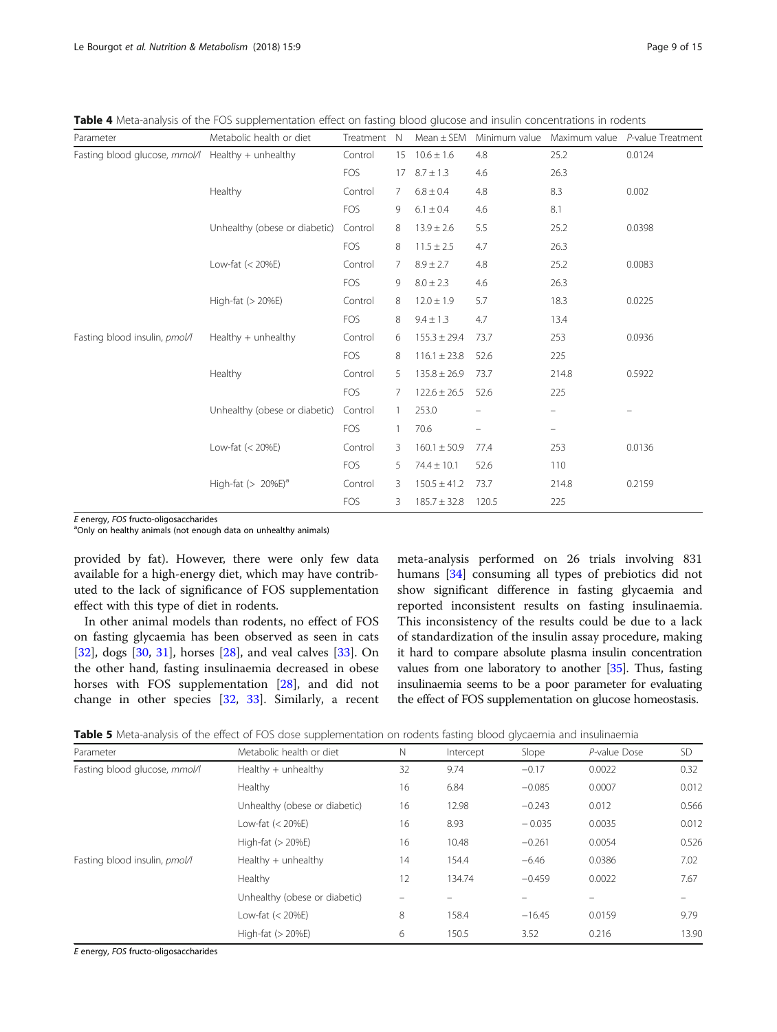**Table 4** Meta-analysis of the FOS supplementation effect on fasting blood glucose and insulin concentrations in rodents

| Parameter | Metabolic health or diet | Treatment | N | Mean ± SEM | Minimum value | Maximum value | *P*-value Treatment |
|---|---|---|---|---|---|---|---|
| Fasting blood glucose, *mmol/l* | Healthy + unhealthy | Control | 15 | 10.6 ± 1.6 | 4.8 | 25.2 | 0.0124 |
| | | FOS | 17 | 8.7 ± 1.3 | 4.6 | 26.3 | |
| | Healthy | Control | 7 | 6.8 ± 0.4 | 4.8 | 8.3 | 0.002 |
| | | FOS | 9 | 6.1 ± 0.4 | 4.6 | 8.1 | |
| | Unhealthy (obese or diabetic) | Control | 8 | 13.9 ± 2.6 | 5.5 | 25.2 | 0.0398 |
| | | FOS | 8 | 11.5 ± 2.5 | 4.7 | 26.3 | |
| | Low-fat (< 20%E) | Control | 7 | 8.9 ± 2.7 | 4.8 | 25.2 | 0.0083 |
| | | FOS | 9 | 8.0 ± 2.3 | 4.6 | 26.3 | |
| | High-fat (> 20%E) | Control | 8 | 12.0 ± 1.9 | 5.7 | 18.3 | 0.0225 |
| | | FOS | 8 | 9.4 ± 1.3 | 4.7 | 13.4 | |
| Fasting blood insulin, *pmol/l* | Healthy + unhealthy | Control | 6 | 155.3 ± 29.4 | 73.7 | 253 | 0.0936 |
| | | FOS | 8 | 116.1 ± 23.8 | 52.6 | 225 | |
| | Healthy | Control | 5 | 135.8 ± 26.9 | 73.7 | 214.8 | 0.5922 |
| | | FOS | 7 | 122.6 ± 26.5 | 52.6 | 225 | |
| | Unhealthy (obese or diabetic) | Control | 1 | 253.0 | – | – | – |
| | | FOS | 1 | 70.6 | – | – | |
| | Low-fat (< 20%E) | Control | 3 | 160.1 ± 50.9 | 77.4 | 253 | 0.0136 |
| | | FOS | 5 | 74.4 ± 10.1 | 52.6 | 110 | |
| | High-fat (> 20%E)[a] | Control | 3 | 150.5 ± 41.2 | 73.7 | 214.8 | 0.2159 |
| | | FOS | 3 | 185.7 ± 32.8 | 120.5 | 225 | |

*E* energy, *FOS* fructo-oligosaccharides
[a]Only on healthy animals (not enough data on unhealthy animals)

provided by fat). However, there were only few data available for a high-energy diet, which may have contributed to the lack of significance of FOS supplementation effect with this type of diet in rodents.

In other animal models than rodents, no effect of FOS on fasting glycaemia has been observed as seen in cats [32], dogs [30, 31], horses [28], and veal calves [33]. On the other hand, fasting insulinaemia decreased in obese horses with FOS supplementation [28], and did not change in other species [32, 33]. Similarly, a recent meta-analysis performed on 26 trials involving 831 humans [34] consuming all types of prebiotics did not show significant difference in fasting glycaemia and reported inconsistent results on fasting insulinaemia. This inconsistency of the results could be due to a lack of standardization of the insulin assay procedure, making it hard to compare absolute plasma insulin concentration values from one laboratory to another [35]. Thus, fasting insulinaemia seems to be a poor parameter for evaluating the effect of FOS supplementation on glucose homeostasis.

**Table 5** Meta-analysis of the effect of FOS dose supplementation on rodents fasting blood glycaemia and insulinaemia

| Parameter | Metabolic health or diet | N | Intercept | Slope | *P*-value Dose | SD |
|---|---|---|---|---|---|---|
| Fasting blood glucose, *mmol/l* | Healthy + unhealthy | 32 | 9.74 | −0.17 | 0.0022 | 0.32 |
| | Healthy | 16 | 6.84 | −0.085 | 0.0007 | 0.012 |
| | Unhealthy (obese or diabetic) | 16 | 12.98 | −0.243 | 0.012 | 0.566 |
| | Low-fat (< 20%E) | 16 | 8.93 | − 0.035 | 0.0035 | 0.012 |
| | High-fat (> 20%E) | 16 | 10.48 | −0.261 | 0.0054 | 0.526 |
| Fasting blood insulin, *pmol/l* | Healthy + unhealthy | 14 | 154.4 | −6.46 | 0.0386 | 7.02 |
| | Healthy | 12 | 134.74 | −0.459 | 0.0022 | 7.67 |
| | Unhealthy (obese or diabetic) | – | – | – | – | – |
| | Low-fat (< 20%E) | 8 | 158.4 | −16.45 | 0.0159 | 9.79 |
| | High-fat (> 20%E) | 6 | 150.5 | 3.52 | 0.216 | 13.90 |

*E* energy, *FOS* fructo-oligosaccharides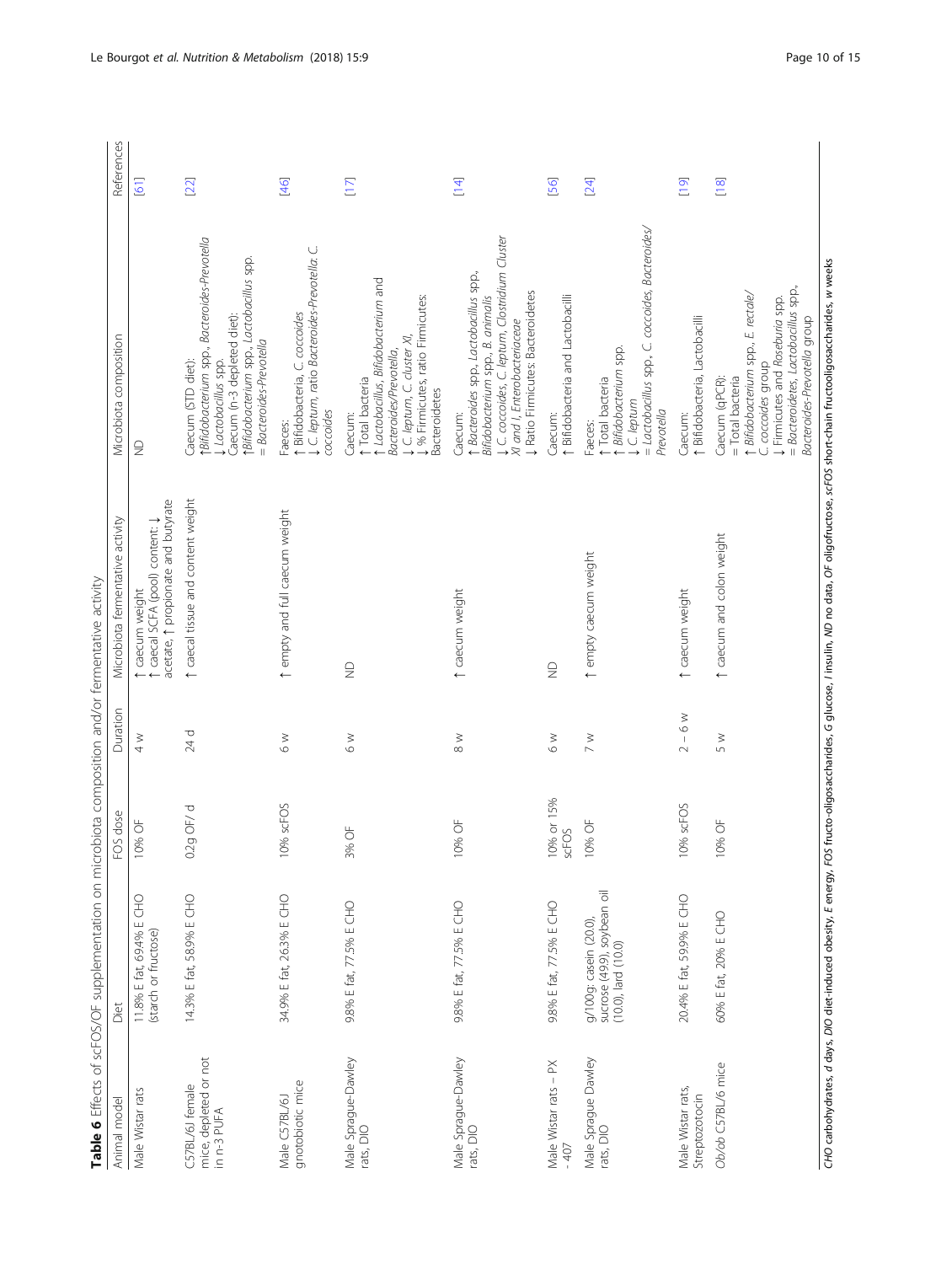**Table 6** Effects of scFOS/OF supplementation on microbiota composition and/or fermentative activity

| Animal model | Diet | FOS dose | Duration | Microbiota fermentative activity | Microbiota composition | References |
|---|---|---|---|---|---|---|
| Male Wistar rats | 11.8% E fat, 69.4% E CHO (starch or fructose) | 10% OF | 4 w | ↑ caecum weight<br>↑ caecal SCFA (pool) content: ↓ acetate, ↑ propionate and butyrate | ND | [61] |
| C57BL/6J female mice, depleted or not in n-3 PUFA | 14.3% E fat, 58.9% E CHO | 0.2g OF/ d | 24 d | ↑ caecal tissue and content weight | Caecum (STD diet):<br>↑*Bifidobacterium* spp., *Bacteroides-Prevotella*<br>↓ *Lactobacillus* spp.<br>Caecum (n-3 depleted diet):<br>↑*Bifidobacterium* spp., *Lactobacillus* spp.<br>= *Bacteroides-Prevotella* | [22] |
| Male C57BL/6J gnotobiotic mice | 34.9% E fat, 26.3% E CHO | 10% scFOS | 6 w | ↑ empty and full caecum weight | Faeces:<br>↑ Bifidobacteria, *C. coccoides*<br>↓ *C. leptum*, ratio *Bacteroides-Prevotella*: *C. coccoides* | [46] |
| Male Sprague-Dawley rats, DIO | 9.8% E fat, 77.5% E CHO | 3% OF | 6 w | ND | Caecum:<br>↑ Total bacteria<br>↑ *Lactobacillus*, *Bifidobacterium* and *Bacteroides/Prevotella*,<br>↓ *C. leptum*, *C. cluster XI*,<br>↓ % Firmicutes, ratio Firmicutes: Bacteroidetes | [17] |
| Male Sprague-Dawley rats, DIO | 9.8% E fat, 77.5% E CHO | 10% OF | 8 w | ↑ caecum weight | Caecum:<br>↑ *Bacteroides* spp., *Lactobacillus* spp., *Bifidobacterium* spp., *B. animalis*<br>↓ *C. coccoides*, *C. leptum*, *Clostridium Cluster XI and I*, *Enterobacteriaceae*<br>↓ Ratio Firmicutes: Bacteroidetes | [14] |
| Male Wistar rats – PX - 407 | 9.8% E fat, 77.5% E CHO | 10% or 15% scFOS | 6 w | ND | Caecum:<br>↑ Bifidobacteria and Lactobacilli | [56] |
| Male Sprague Dawley rats, DIO | g/100g: casein (20.0), sucrose (49.9), soybean oil (10.0), lard (10.0) | 10% OF | 7 w | ↑ empty caecum weight | Faeces:<br>↑ Total bacteria<br>↑ *Bifidobacterium* spp.<br>↓ *C. leptum*<br>= *Lactobacillus* spp., *C. coccoides*, *Bacteroides/Prevotella* | [24] |
| Male Wistar rats, Streptozotocin | 20.4% E fat, 59.9% E CHO | 10% scFOS | 2 – 6 w | ↑ caecum weight | Caecum:<br>↑ Bifidobacteria, Lactobacilli | [19] |
| *Ob/ob* C57BL/6 mice | 60% E fat, 20% E CHO | 10% OF | 5 w | ↑ caecum and colon weight | Caecum (qPCR):<br>= Total bacteria<br>↑ *Bifidobacterium* spp., *E. rectale/ C. coccoides* group<br>↓ Firmicutes and *Roseburia* spp.<br>= Bacteroidetes, *Lactobacillus* spp., *Bacteroides-Prevotella* group | [18] |

*CHO* carbohydrates, *d* days, *DIO* diet-induced obesity, *E* energy, *FOS* fructo-oligosaccharides, *G* glucose, *I* insulin, *ND* no data, *OF* oligofructose, *scFOS* short-chain fructooligosaccharides, *w* weeks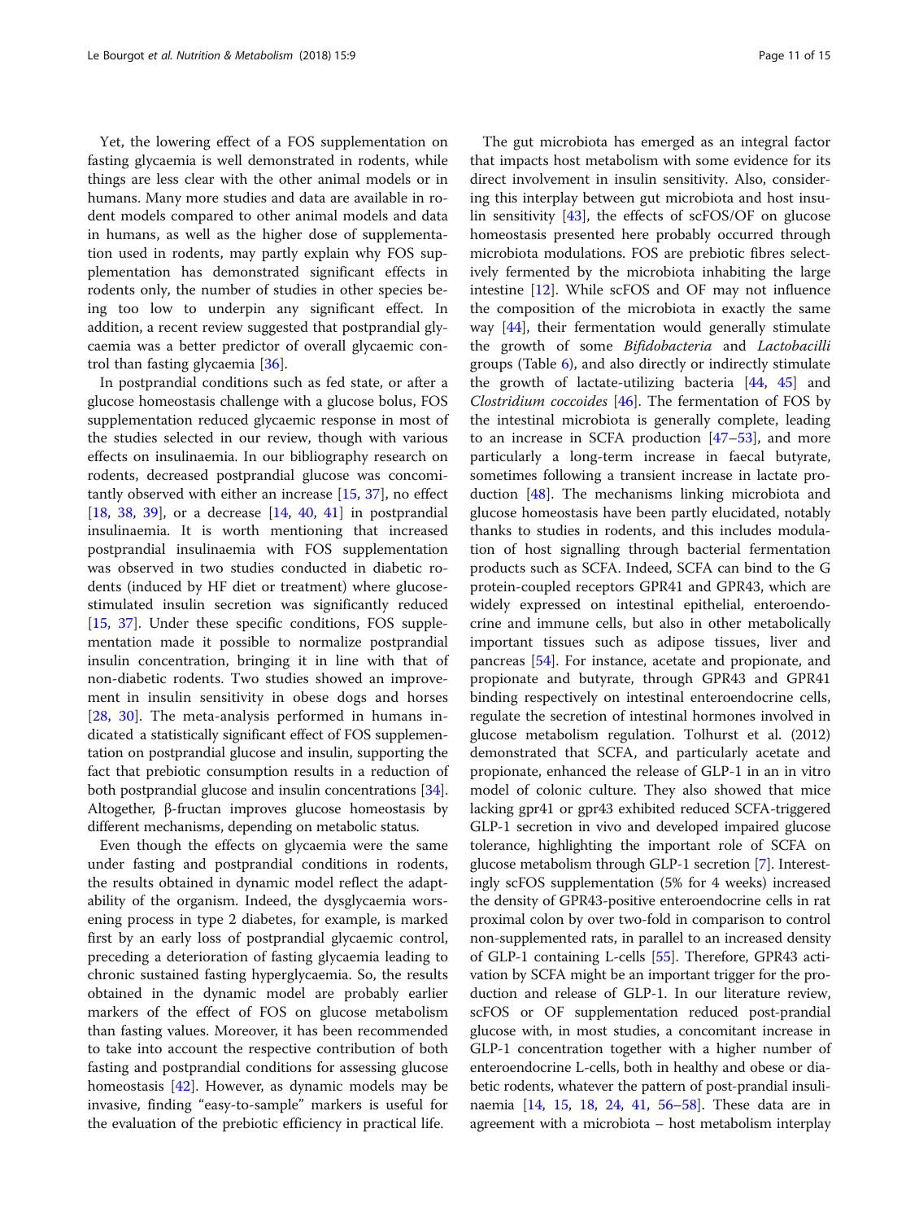Yet, the lowering effect of a FOS supplementation on fasting glycaemia is well demonstrated in rodents, while things are less clear with the other animal models or in humans. Many more studies and data are available in rodent models compared to other animal models and data in humans, as well as the higher dose of supplementation used in rodents, may partly explain why FOS supplementation has demonstrated significant effects in rodents only, the number of studies in other species being too low to underpin any significant effect. In addition, a recent review suggested that postprandial glycaemia was a better predictor of overall glycaemic control than fasting glycaemia [36].

In postprandial conditions such as fed state, or after a glucose homeostasis challenge with a glucose bolus, FOS supplementation reduced glycaemic response in most of the studies selected in our review, though with various effects on insulinaemia. In our bibliography research on rodents, decreased postprandial glucose was concomitantly observed with either an increase [15, 37], no effect [18, 38, 39], or a decrease [14, 40, 41] in postprandial insulinaemia. It is worth mentioning that increased postprandial insulinaemia with FOS supplementation was observed in two studies conducted in diabetic rodents (induced by HF diet or treatment) where glucose-stimulated insulin secretion was significantly reduced [15, 37]. Under these specific conditions, FOS supplementation made it possible to normalize postprandial insulin concentration, bringing it in line with that of non-diabetic rodents. Two studies showed an improvement in insulin sensitivity in obese dogs and horses [28, 30]. The meta-analysis performed in humans indicated a statistically significant effect of FOS supplementation on postprandial glucose and insulin, supporting the fact that prebiotic consumption results in a reduction of both postprandial glucose and insulin concentrations [34]. Altogether, β-fructan improves glucose homeostasis by different mechanisms, depending on metabolic status.

Even though the effects on glycaemia were the same under fasting and postprandial conditions in rodents, the results obtained in dynamic model reflect the adaptability of the organism. Indeed, the dysglycaemia worsening process in type 2 diabetes, for example, is marked first by an early loss of postprandial glycaemic control, preceding a deterioration of fasting glycaemia leading to chronic sustained fasting hyperglycaemia. So, the results obtained in the dynamic model are probably earlier markers of the effect of FOS on glucose metabolism than fasting values. Moreover, it has been recommended to take into account the respective contribution of both fasting and postprandial conditions for assessing glucose homeostasis [42]. However, as dynamic models may be invasive, finding "easy-to-sample" markers is useful for the evaluation of the prebiotic efficiency in practical life.

The gut microbiota has emerged as an integral factor that impacts host metabolism with some evidence for its direct involvement in insulin sensitivity. Also, considering this interplay between gut microbiota and host insulin sensitivity [43], the effects of scFOS/OF on glucose homeostasis presented here probably occurred through microbiota modulations. FOS are prebiotic fibres selectively fermented by the microbiota inhabiting the large intestine [12]. While scFOS and OF may not influence the composition of the microbiota in exactly the same way [44], their fermentation would generally stimulate the growth of some *Bifidobacteria* and *Lactobacilli* groups (Table 6), and also directly or indirectly stimulate the growth of lactate-utilizing bacteria [44, 45] and *Clostridium coccoides* [46]. The fermentation of FOS by the intestinal microbiota is generally complete, leading to an increase in SCFA production [47–53], and more particularly a long-term increase in faecal butyrate, sometimes following a transient increase in lactate production [48]. The mechanisms linking microbiota and glucose homeostasis have been partly elucidated, notably thanks to studies in rodents, and this includes modulation of host signalling through bacterial fermentation products such as SCFA. Indeed, SCFA can bind to the G protein-coupled receptors GPR41 and GPR43, which are widely expressed on intestinal epithelial, enteroendocrine and immune cells, but also in other metabolically important tissues such as adipose tissues, liver and pancreas [54]. For instance, acetate and propionate, and propionate and butyrate, through GPR43 and GPR41 binding respectively on intestinal enteroendocrine cells, regulate the secretion of intestinal hormones involved in glucose metabolism regulation. Tolhurst et al. (2012) demonstrated that SCFA, and particularly acetate and propionate, enhanced the release of GLP-1 in an in vitro model of colonic culture. They also showed that mice lacking gpr41 or gpr43 exhibited reduced SCFA-triggered GLP-1 secretion in vivo and developed impaired glucose tolerance, highlighting the important role of SCFA on glucose metabolism through GLP-1 secretion [7]. Interestingly scFOS supplementation (5% for 4 weeks) increased the density of GPR43-positive enteroendocrine cells in rat proximal colon by over two-fold in comparison to control non-supplemented rats, in parallel to an increased density of GLP-1 containing L-cells [55]. Therefore, GPR43 activation by SCFA might be an important trigger for the production and release of GLP-1. In our literature review, scFOS or OF supplementation reduced post-prandial glucose with, in most studies, a concomitant increase in GLP-1 concentration together with a higher number of enteroendocrine L-cells, both in healthy and obese or diabetic rodents, whatever the pattern of post-prandial insulinaemia [14, 15, 18, 24, 41, 56–58]. These data are in agreement with a microbiota – host metabolism interplay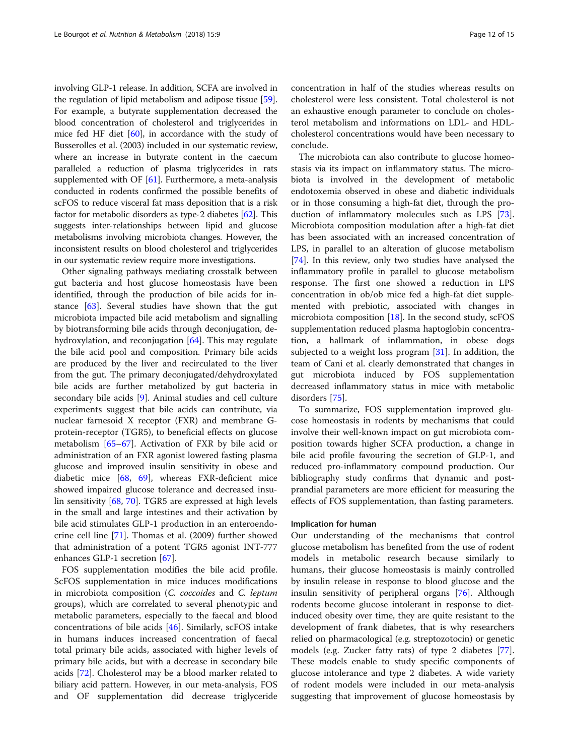involving GLP-1 release. In addition, SCFA are involved in the regulation of lipid metabolism and adipose tissue [59]. For example, a butyrate supplementation decreased the blood concentration of cholesterol and triglycerides in mice fed HF diet [60], in accordance with the study of Busserolles et al. (2003) included in our systematic review, where an increase in butyrate content in the caecum paralleled a reduction of plasma triglycerides in rats supplemented with OF [61]. Furthermore, a meta-analysis conducted in rodents confirmed the possible benefits of scFOS to reduce visceral fat mass deposition that is a risk factor for metabolic disorders as type-2 diabetes [62]. This suggests inter-relationships between lipid and glucose metabolisms involving microbiota changes. However, the inconsistent results on blood cholesterol and triglycerides in our systematic review require more investigations.

Other signaling pathways mediating crosstalk between gut bacteria and host glucose homeostasis have been identified, through the production of bile acids for instance [63]. Several studies have shown that the gut microbiota impacted bile acid metabolism and signalling by biotransforming bile acids through deconjugation, dehydroxylation, and reconjugation [64]. This may regulate the bile acid pool and composition. Primary bile acids are produced by the liver and recirculated to the liver from the gut. The primary deconjugated/dehydroxylated bile acids are further metabolized by gut bacteria in secondary bile acids [9]. Animal studies and cell culture experiments suggest that bile acids can contribute, via nuclear farnesoid X receptor (FXR) and membrane G-protein-receptor (TGR5), to beneficial effects on glucose metabolism [65–67]. Activation of FXR by bile acid or administration of an FXR agonist lowered fasting plasma glucose and improved insulin sensitivity in obese and diabetic mice [68, 69], whereas FXR-deficient mice showed impaired glucose tolerance and decreased insulin sensitivity [68, 70]. TGR5 are expressed at high levels in the small and large intestines and their activation by bile acid stimulates GLP-1 production in an enteroendocrine cell line [71]. Thomas et al. (2009) further showed that administration of a potent TGR5 agonist INT-777 enhances GLP-1 secretion [67].

FOS supplementation modifies the bile acid profile. ScFOS supplementation in mice induces modifications in microbiota composition (*C. coccoides* and *C. leptum* groups), which are correlated to several phenotypic and metabolic parameters, especially to the faecal and blood concentrations of bile acids [46]. Similarly, scFOS intake in humans induces increased concentration of faecal total primary bile acids, associated with higher levels of primary bile acids, but with a decrease in secondary bile acids [72]. Cholesterol may be a blood marker related to biliary acid pattern. However, in our meta-analysis, FOS and OF supplementation did decrease triglyceride concentration in half of the studies whereas results on cholesterol were less consistent. Total cholesterol is not an exhaustive enough parameter to conclude on cholesterol metabolism and informations on LDL- and HDL-cholesterol concentrations would have been necessary to conclude.

The microbiota can also contribute to glucose homeostasis via its impact on inflammatory status. The microbiota is involved in the development of metabolic endotoxemia observed in obese and diabetic individuals or in those consuming a high-fat diet, through the production of inflammatory molecules such as LPS [73]. Microbiota composition modulation after a high-fat diet has been associated with an increased concentration of LPS, in parallel to an alteration of glucose metabolism [74]. In this review, only two studies have analysed the inflammatory profile in parallel to glucose metabolism response. The first one showed a reduction in LPS concentration in ob/ob mice fed a high-fat diet supplemented with prebiotic, associated with changes in microbiota composition [18]. In the second study, scFOS supplementation reduced plasma haptoglobin concentration, a hallmark of inflammation, in obese dogs subjected to a weight loss program [31]. In addition, the team of Cani et al. clearly demonstrated that changes in gut microbiota induced by FOS supplementation decreased inflammatory status in mice with metabolic disorders [75].

To summarize, FOS supplementation improved glucose homeostasis in rodents by mechanisms that could involve their well-known impact on gut microbiota composition towards higher SCFA production, a change in bile acid profile favouring the secretion of GLP-1, and reduced pro-inflammatory compound production. Our bibliography study confirms that dynamic and postprandial parameters are more efficient for measuring the effects of FOS supplementation, than fasting parameters.

#### Implication for human

Our understanding of the mechanisms that control glucose metabolism has benefited from the use of rodent models in metabolic research because similarly to humans, their glucose homeostasis is mainly controlled by insulin release in response to blood glucose and the insulin sensitivity of peripheral organs [76]. Although rodents become glucose intolerant in response to diet-induced obesity over time, they are quite resistant to the development of frank diabetes, that is why researchers relied on pharmacological (e.g. streptozotocin) or genetic models (e.g. Zucker fatty rats) of type 2 diabetes [77]. These models enable to study specific components of glucose intolerance and type 2 diabetes. A wide variety of rodent models were included in our meta-analysis suggesting that improvement of glucose homeostasis by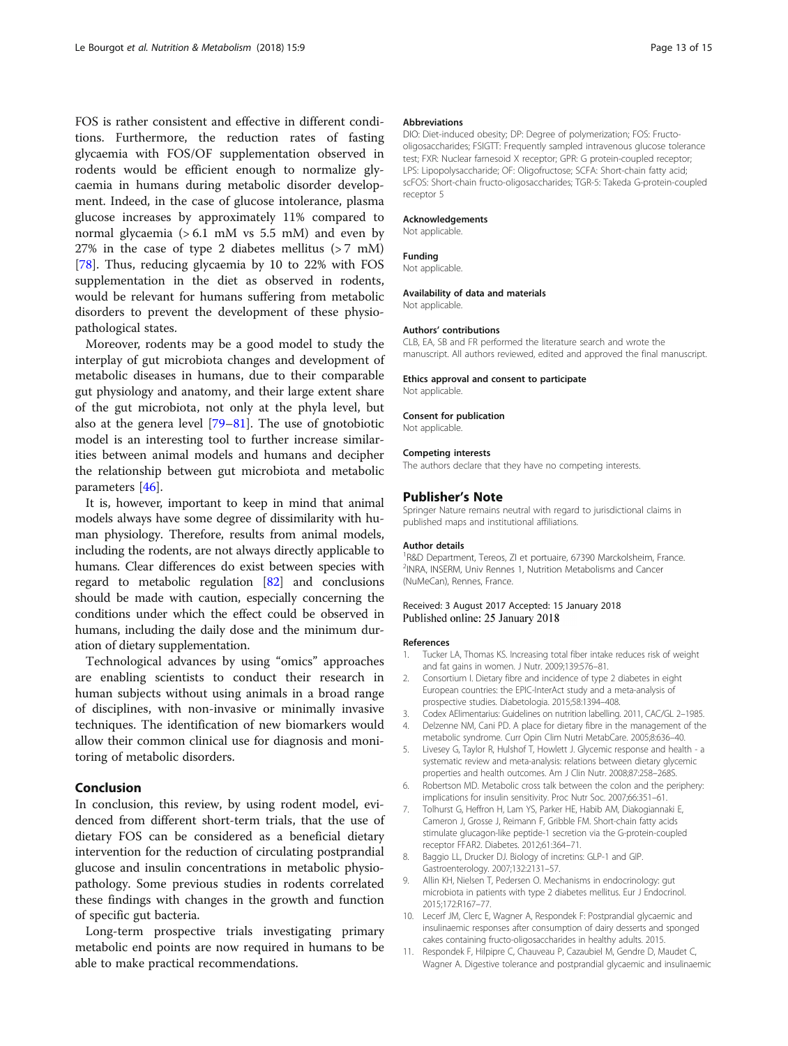FOS is rather consistent and effective in different conditions. Furthermore, the reduction rates of fasting glycaemia with FOS/OF supplementation observed in rodents would be efficient enough to normalize glycaemia in humans during metabolic disorder development. Indeed, in the case of glucose intolerance, plasma glucose increases by approximately 11% compared to normal glycaemia (> 6.1 mM vs 5.5 mM) and even by 27% in the case of type 2 diabetes mellitus (> 7 mM) [78]. Thus, reducing glycaemia by 10 to 22% with FOS supplementation in the diet as observed in rodents, would be relevant for humans suffering from metabolic disorders to prevent the development of these physiopathological states.

Moreover, rodents may be a good model to study the interplay of gut microbiota changes and development of metabolic diseases in humans, due to their comparable gut physiology and anatomy, and their large extent share of the gut microbiota, not only at the phyla level, but also at the genera level [79–81]. The use of gnotobiotic model is an interesting tool to further increase similarities between animal models and humans and decipher the relationship between gut microbiota and metabolic parameters [46].

It is, however, important to keep in mind that animal models always have some degree of dissimilarity with human physiology. Therefore, results from animal models, including the rodents, are not always directly applicable to humans. Clear differences do exist between species with regard to metabolic regulation [82] and conclusions should be made with caution, especially concerning the conditions under which the effect could be observed in humans, including the daily dose and the minimum duration of dietary supplementation.

Technological advances by using "omics" approaches are enabling scientists to conduct their research in human subjects without using animals in a broad range of disciplines, with non-invasive or minimally invasive techniques. The identification of new biomarkers would allow their common clinical use for diagnosis and monitoring of metabolic disorders.

## Conclusion

In conclusion, this review, by using rodent model, evidenced from different short-term trials, that the use of dietary FOS can be considered as a beneficial dietary intervention for the reduction of circulating postprandial glucose and insulin concentrations in metabolic physiopathology. Some previous studies in rodents correlated these findings with changes in the growth and function of specific gut bacteria.

Long-term prospective trials investigating primary metabolic end points are now required in humans to be able to make practical recommendations.

#### Abbreviations

DIO: Diet-induced obesity; DP: Degree of polymerization; FOS: Fructo-oligosaccharides; FSIGTT: Frequently sampled intravenous glucose tolerance test; FXR: Nuclear farnesoid X receptor; GPR: G protein-coupled receptor; LPS: Lipopolysaccharide; OF: Oligofructose; SCFA: Short-chain fatty acid; scFOS: Short-chain fructo-oligosaccharides; TGR-5: Takeda G-protein-coupled receptor 5

#### Acknowledgements

Not applicable.

#### Funding

Not applicable.

#### Availability of data and materials

Not applicable.

#### Authors' contributions

CLB, EA, SB and FR performed the literature search and wrote the manuscript. All authors reviewed, edited and approved the final manuscript.

#### Ethics approval and consent to participate

Not applicable.

#### Consent for publication

Not applicable.

#### Competing interests

The authors declare that they have no competing interests.

## Publisher's Note

Springer Nature remains neutral with regard to jurisdictional claims in published maps and institutional affiliations.

#### Author details

[1]R&D Department, Tereos, ZI et portuaire, 67390 Marckolsheim, France. [2]INRA, INSERM, Univ Rennes 1, Nutrition Metabolisms and Cancer (NuMeCan), Rennes, France.

Received: 3 August 2017 Accepted: 15 January 2018
Published online: 25 January 2018

#### References

1. Tucker LA, Thomas KS. Increasing total fiber intake reduces risk of weight and fat gains in women. J Nutr. 2009;139:576–81.
2. Consortium I. Dietary fibre and incidence of type 2 diabetes in eight European countries: the EPIC-InterAct study and a meta-analysis of prospective studies. Diabetologia. 2015;58:1394–408.
3. Codex AElimentarius: Guidelines on nutrition labelling. 2011, CAC/GL 2–1985.
4. Delzenne NM, Cani PD. A place for dietary fibre in the management of the metabolic syndrome. Curr Opin Clim Nutri MetabCare. 2005;8:636–40.
5. Livesey G, Taylor R, Hulshof T, Howlett J. Glycemic response and health - a systematic review and meta-analysis: relations between dietary glycemic properties and health outcomes. Am J Clin Nutr. 2008;87:258–268S.
6. Robertson MD. Metabolic cross talk between the colon and the periphery: implications for insulin sensitivity. Proc Nutr Soc. 2007;66:351–61.
7. Tolhurst G, Heffron H, Lam YS, Parker HE, Habib AM, Diakogiannaki E, Cameron J, Grosse J, Reimann F, Gribble FM. Short-chain fatty acids stimulate glucagon-like peptide-1 secretion via the G-protein-coupled receptor FFAR2. Diabetes. 2012;61:364–71.
8. Baggio LL, Drucker DJ. Biology of incretins: GLP-1 and GIP. Gastroenterology. 2007;132:2131–57.
9. Allin KH, Nielsen T, Pedersen O. Mechanisms in endocrinology: gut microbiota in patients with type 2 diabetes mellitus. Eur J Endocrinol. 2015;172:R167–77.
10. Lecerf JM, Clerc E, Wagner A, Respondek F: Postprandial glycaemic and insulinaemic responses after consumption of dairy desserts and sponged cakes containing fructo-oligosaccharides in healthy adults. 2015.
11. Respondek F, Hilpipre C, Chauveau P, Cazaubiel M, Gendre D, Maudet C, Wagner A. Digestive tolerance and postprandial glycaemic and insulinaemic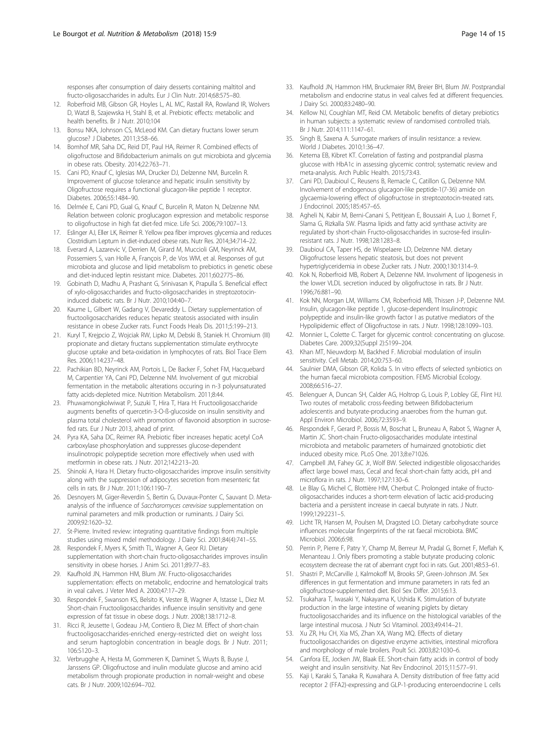responses after consumption of dairy desserts containing maltitol and fructo-oligosaccharides in adults. Eur J Clin Nutr. 2014;68:575–80.

12. Roberfroid MB, Gibson GR, Hoyles L, AL MC, Rastall RA, Rowland IR, Wolvers D, Watzl B, Szajewska H, Stahl B, et al. Prebiotic effects: metabolic and health benefits. Br J Nutr. 2010;104
13. Bonsu NKA, Johnson CS, McLeod KM. Can dietary fructans lower serum glucose? J Diabetes. 2011;3:58–66.
14. Bomhof MR, Saha DC, Reid DT, Paul HA, Reimer R. Combined effects of oligofructose and Bifidobacterium animalis on gut microbiota and glycemia in obese rats. Obesity. 2014;22:763–71.
15. Cani PD, Knauf C, Iglesias MA, Drucker DJ, Delzenne NM, Burcelin R. Improvement of glucose tolerance and hepatic insulin sensitivity by Oligofructose requires a functional glucagon-like peptide 1 receptor. Diabetes. 2006;55:1484–90.
16. Delmée E, Cani PD, Gual G, Knauf C, Burcelin R, Maton N, Delzenne NM. Relation between colonic proglucagon expression and metabolic response to oligofructose in high fat diet-fed mice. Life Sci. 2006;79:1007–13.
17. Eslinger AJ, Eller LK, Reimer R. Yellow pea fiber improves glycemia and reduces Clostridium Leptum in diet-induced obese rats. Nutr Res. 2014;34:714–22.
18. Everard A, Lazarevic V, Derrien M, Girard M, Muccioli GM, Neyrinck AM, Possemiers S, van Holle A, François P, de Vos WM, et al. Responses of gut microbiota and glucose and lipid metabolism to prebiotics in genetic obese and diet-induced leptin resistant mice. Diabetes. 2011;60:2775–86.
19. Gobinath D, Madhu A, Prashant G, Srinivasan K, Prapulla S. Beneficial effect of xylo-oligosaccharides and fructo-oligosaccharides in streptozotocin-induced diabetic rats. Br J Nutr. 2010;104:40–7.
20. Kaume L, Gilbert W, Gadang V, Devareddy L. Dietary supplementation of fructooligosaccharides reduces hepatic steatosis associated with insulin resistance in obese Zucker rats. Funct Foods Heals Dis. 2011;5:199–213.
21. Kuryl T, Krejpcio Z, Wojciak RW, Lipko M, Debski B, Staniek H. Chromium (III) propionate and dietary fructans supplementation stimulate erythrocyte glucose uptake and beta-oxidation in lymphocytes of rats. Biol Trace Elem Res. 2006;114:237–48.
22. Pachikian BD, Neyrinck AM, Portois L, De Backer F, Sohet FM, Hacquebard M, Carpentier YA, Cani PD, Delzenne NM. Involvement of gut microbial fermentation in the metabolic alterations occuring in n-3 polyunsaturated fatty acids-depleted mice. Nutrition Metabolism. 2011;8:44.
23. Phuwamongkolwiwat P, Suzuki T, Hira T, Hara H: Fructooligosaccharide augments benefits of quercetin-3-O-ß-glucoside on insulin sensitivity and plasma total cholesterol with promotion of flavonoid absorption in sucrose-fed rats. Eur J Nutr 2013, ahead of print.
24. Pyra KA, Saha DC, Reimer RA. Prebiotic fiber increases hepatic acetyl CoA carboxylase phosphorylation and suppresses glucose-dependent insulinotropic polypeptide secretion more effectively when used with metformin in obese rats. J Nutr. 2012;142:213–20.
25. Shinoki A, Hara H. Dietary fructo-oligosaccharides improve insulin sensitivity along with the suppression of adipocytes secretion from mesenteric fat cells in rats. Br J Nutr. 2011;106:1190–7.
26. Desnoyers M, Giger-Reverdin S, Bertin G, Duvaux-Ponter C, Sauvant D. Meta-analysis of the influence of *Saccharomyces cerevisiae* supplementation on ruminal parameters and milk production or ruminants. J Dairy Sci. 2009;92:1620–32.
27. St-Pierre. Invited review: integrating quantitative findings from multiple studies using mixed mdel methodology. J Dairy Sci. 2001;84(4):741–55.
28. Respondek F, Myers K, Smith TL, Wagner A, Geor RJ. Dietary supplementation with short-chain fructo-oligosaccharides improves insulin sensitivity in obese horses. J Anim Sci. 2011;89:77–83.
29. Kaufhold JN, Hammon HM, Blum JW. Fructo-oligosaccharides supplementation: effects on metabolic, endocrine and hematological traits in veal calves. J Veter Med A. 2000;47:17–29.
30. Respondek F, Swanson KS, Belsito K, Vester B, Wagner A, Istasse L, Diez M. Short-chain Fructooligosaccharides influence insulin sensitivity and gene expression of fat tissue in obese dogs. J Nutr. 2008;138:1712–8.
31. Ricci R, Jeusette I, Godeau J-M, Contiero B, Diez M. Effect of short-chain fructooligosaccharides-enriched energy-restricted diet on weight loss and serum haptoglobin concentration in beagle dogs. Br J Nutr. 2011; 106:S120–3.
32. Verbrugghe A, Hesta M, Gommeren K, Daminet S, Wuyts B, Buyse J, Janssens GP. Oligofructose and inulin modulate glucose and amino acid metabolism through propionate production in nomalr-weight and obese cats. Br J Nutr. 2009;102:694–702.
33. Kaufhold JN, Hammon HM, Bruckmaier RM, Breier BH, Blum JW. Postprandial metabolism and endocrine status in veal calves fed at different frequencies. J Dairy Sci. 2000;83:2480–90.
34. Kellow NJ, Coughlan MT, Reid CM. Metabolic benefits of dietary prebiotics in human subjects: a systematic review of randomised controlled trials. Br J Nutr. 2014;111:1147–61.
35. Singh B, Saxena A. Surrogate markers of insulin resistance: a review. World J Diabetes. 2010;1:36–47.
36. Ketema EB, Kibret KT. Correlation of fasting and postprandial plasma glucose with HbA1c in assessing glycemic control; systematic review and meta-analysis. Arch Public Health. 2015;73:43.
37. Cani PD, Daubioul C, Reusens B, Remacle C, Catillon G, Delzenne NM. Involvement of endogenous glucagon-like peptide-1(7-36) amide on glycaemia-lowering effect of oligofructose in streptozotocin-treated rats. J Endocrinol. 2005;185:457–65.
38. Agheli N, Kabir M, Berni-Canani S, Petitjean E, Boussairi A, Luo J, Bornet F, Slama G, Rizkalla SW. Plasma lipids and fatty acid synthase activity are regulated by short-chain Fructo-oligosaccharides in sucrose-fed insulin-resistant rats. J Nutr. 1998;128:1283–8.
39. Daubioul CA, Taper HS, de Wispelaere LD, Delzenne NM. dietary Oligofructose lessens hepatic steatosis, but does not prevent hypertriglyceridemia in obese Zucker rats. J Nutr. 2000;130:1314–9.
40. Kok N, Roberfroid MB, Robert A, Delzenne NM. Involvment of lipogenesis in the lower VLDL secretion induced by oligofructose in rats. Br J Nutr. 1996;76:881–90.
41. Kok NN, Morgan LM, Williams CM, Roberfroid MB, Thissen J-P, Delzenne NM. Insulin, glucagon-like peptide 1, glucose-dependent Insulinotropic polypeptide and insulin-like growth factor I as putative mediators of the Hypolipidemic effect of Oligofructose in rats. J Nutr. 1998;128:1099–103.
42. Monnier L, Colette C. Target for glycemic control: concentrating on glucose. Diabetes Care. 2009;32(Suppl 2):S199–204.
43. Khan MT, Nieuwdorp M, Backhed F. Microbial modulation of insulin sensitivity. Cell Metab. 2014;20:753–60.
44. Saulnier DMA, Gibson GR, Kolida S. In vitro effects of selected synbiotics on the human faecal microbiota composition. FEMS Microbial Ecology. 2008;66:516–27.
45. Belenguer A, Duncan SH, Calder AG, Holtrop G, Louis P, Lobley GE, Flint HJ. Two routes of metabolic cross-feeding between Bifidobacterium adolescentis and butyrate-producing anaerobes from the human gut. Appl Environ Microbiol. 2006;72:3593–9.
46. Respondek F, Gerard P, Bossis M, Boschat L, Bruneau A, Rabot S, Wagner A, Martin JC. Short-chain Fructo-oligosaccharides modulate intestinal microbiota and metabolic parameters of humaized gnotobiotic diet induced obesity mice. PLoS One. 2013;8:e71026.
47. Campbell JM, Fahey GC Jr, Wolf BW. Selected indigestible oligosaccharides affect large bowel mass, Cecal and fecal short-chain fatty acids, pH and microflora in rats. J Nutr. 1997;127:130–6.
48. Le Blay G, Michel C, Blottière HM, Cherbut C. Prolonged intake of fructo-oligosaccharides induces a short-term elevation of lactic acid-producing bacteria and a persistent increase in caecal butyrate in rats. J Nutr. 1999;129:2231–5.
49. Licht TR, Hansen M, Poulsen M, Dragsted LO. Dietary carbohydrate source influences molecular fingerprints of the rat faecal microbiota. BMC Microbiol. 2006;6:98.
50. Perrin P, Pierre F, Patry Y, Champ M, Berreur M, Pradal G, Bornet F, Meflah K, Menanteau J. Only fibers promoting a stable butyrate producing colonic ecosystem decrease the rat of aberrrant crypt foci in rats. Gut. 2001;48:53–61.
51. Shastri P, McCarville J, Kalmokoff M, Brooks SP, Green-Johnson JM. Sex differences in gut fermentation and immune parameters in rats fed an oligofructose-supplemented diet. Biol Sex Differ. 2015;6:13.
52. Tsukahara T, Iwasaki Y, Nakayama K, Ushida K. Stimulation of butyrate production in the large intestine of weaning piglets by dietary fructooligosaccharides and its influence on the histological variables of the large intestinal mucosa. J Nutr Sci Vitaminol. 2003;49:414–21.
53. Xu ZR, Hu CH, Xia MS, Zhan XA, Wang MQ. Effects of dietary fructooligosaccharides on digestive enzyme activities, intestinal microflora and morphology of male broilers. Poult Sci. 2003;82:1030–6.
54. Canfora EE, Jocken JW, Blaak EE. Short-chain fatty acids in control of body weight and insulin sensitivity. Nat Rev Endocrinol. 2015;11:577–91.
55. Kaji I, Karaki S, Tanaka R, Kuwahara A. Density distribution of free fatty acid receptor 2 (FFA2)-expressing and GLP-1-producing enteroendocrine L cells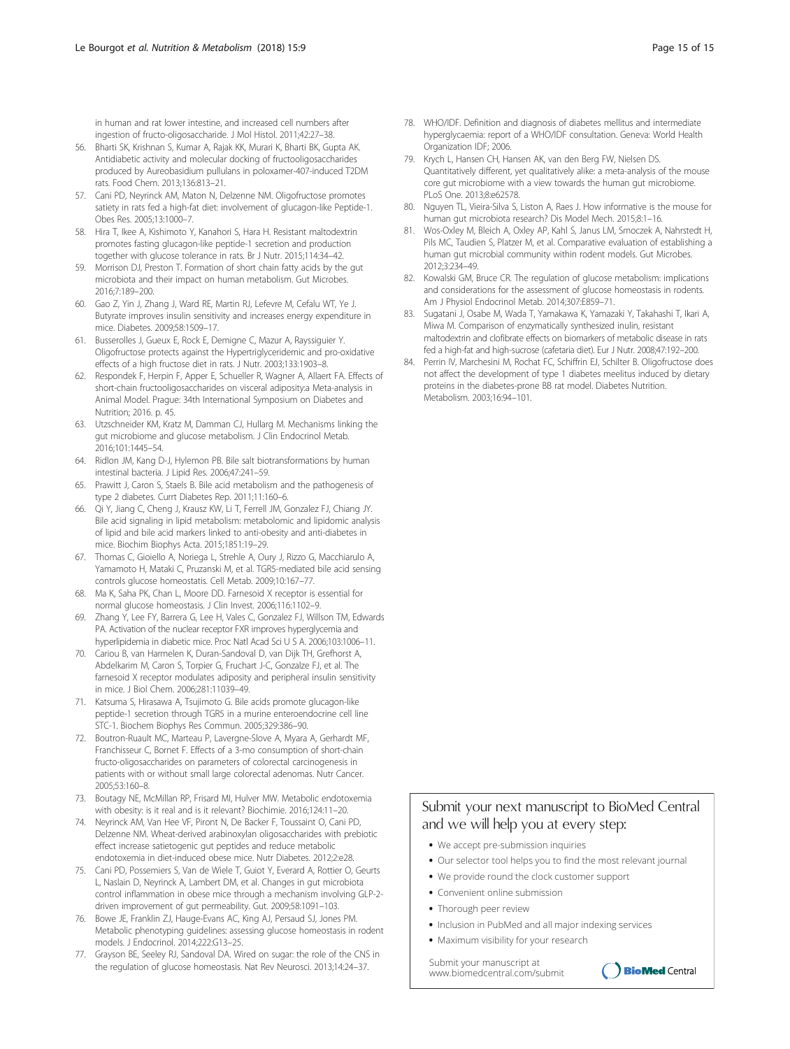in human and rat lower intestine, and increased cell numbers after ingestion of fructo-oligosaccharide. J Mol Histol. 2011;42:27–38.

56. Bharti SK, Krishnan S, Kumar A, Rajak KK, Murari K, Bharti BK, Gupta AK. Antidiabetic activity and molecular docking of fructooligosaccharides produced by Aureobasidium pullulans in poloxamer-407-induced T2DM rats. Food Chem. 2013;136:813–21.
57. Cani PD, Neyrinck AM, Maton N, Delzenne NM. Oligofructose promotes satiety in rats fed a high-fat diet: involvement of glucagon-like Peptide-1. Obes Res. 2005;13:1000–7.
58. Hira T, Ikee A, Kishimoto Y, Kanahori S, Hara H. Resistant maltodextrin promotes fasting glucagon-like peptide-1 secretion and production together with glucose tolerance in rats. Br J Nutr. 2015;114:34–42.
59. Morrison DJ, Preston T. Formation of short chain fatty acids by the gut microbiota and their impact on human metabolism. Gut Microbes. 2016;7:189–200.
60. Gao Z, Yin J, Zhang J, Ward RE, Martin RJ, Lefevre M, Cefalu WT, Ye J. Butyrate improves insulin sensitivity and increases energy expenditure in mice. Diabetes. 2009;58:1509–17.
61. Busserolles J, Gueux E, Rock E, Demigne C, Mazur A, Rayssiguier Y. Oligofructose protects against the Hypertriglyceridemic and pro-oxidative effects of a high fructose diet in rats. J Nutr. 2003;133:1903–8.
62. Respondek F, Herpin F, Apper E, Schueller R, Wagner A, Allaert FA. Effects of short-chain fructooligosaccharides on visceral adiposity:a Meta-analysis in Animal Model. Prague: 34th International Symposium on Diabetes and Nutrition; 2016. p. 45.
63. Utzschneider KM, Kratz M, Damman CJ, Hullarg M. Mechanisms linking the gut microbiome and glucose metabolism. J Clin Endocrinol Metab. 2016;101:1445–54.
64. Ridlon JM, Kang D-J, Hylemon PB. Bile salt biotransformations by human intestinal bacteria. J Lipid Res. 2006;47:241–59.
65. Prawitt J, Caron S, Staels B. Bile acid metabolism and the pathogenesis of type 2 diabetes. Currt Diabetes Rep. 2011;11:160–6.
66. Qi Y, Jiang C, Cheng J, Krausz KW, Li T, Ferrell JM, Gonzalez FJ, Chiang JY. Bile acid signaling in lipid metabolism: metabolomic and lipidomic analysis of lipid and bile acid markers linked to anti-obesity and anti-diabetes in mice. Biochim Biophys Acta. 2015;1851:19–29.
67. Thomas C, Gioiello A, Noriega L, Strehle A, Oury J, Rizzo G, Macchiarulo A, Yamamoto H, Mataki C, Pruzanski M, et al. TGR5-mediated bile acid sensing controls glucose homeostatis. Cell Metab. 2009;10:167–77.
68. Ma K, Saha PK, Chan L, Moore DD. Farnesoid X receptor is essential for normal glucose homeostasis. J Clin Invest. 2006;116:1102–9.
69. Zhang Y, Lee FY, Barrera G, Lee H, Vales C, Gonzalez FJ, Willson TM, Edwards PA. Activation of the nuclear receptor FXR improves hyperglycemia and hyperlipidemia in diabetic mice. Proc Natl Acad Sci U S A. 2006;103:1006–11.
70. Cariou B, van Harmelen K, Duran-Sandoval D, van Dijk TH, Grefhorst A, Abdelkarim M, Caron S, Torpier G, Fruchart J-C, Gonzalze FJ, et al. The farnesoid X receptor modulates adiposity and peripheral insulin sensitivity in mice. J Biol Chem. 2006;281:11039–49.
71. Katsuma S, Hirasawa A, Tsujimoto G. Bile acids promote glucagon-like peptide-1 secretion through TGR5 in a murine enteroendocrine cell line STC-1. Biochem Biophys Res Commun. 2005;329:386–90.
72. Boutron-Ruault MC, Marteau P, Lavergne-Slove A, Myara A, Gerhardt MF, Franchisseur C, Bornet F. Effects of a 3-mo consumption of short-chain fructo-oligosaccharides on parameters of colorectal carcinogenesis in patients with or without small large colorectal adenomas. Nutr Cancer. 2005;53:160–8.
73. Boutagy NE, McMillan RP, Frisard MI, Hulver MW. Metabolic endotoxemia with obesity: is it real and is it relevant? Biochimie. 2016;124:11–20.
74. Neyrinck AM, Van Hee VF, Piront N, De Backer F, Toussaint O, Cani PD, Delzenne NM. Wheat-derived arabinoxylan oligosaccharides with prebiotic effect increase satietogenic gut peptides and reduce metabolic endotoxemia in diet-induced obese mice. Nutr Diabetes. 2012;2:e28.
75. Cani PD, Possemiers S, Van de Wiele T, Guiot Y, Everard A, Rottier O, Geurts L, Naslain D, Neyrinck A, Lambert DM, et al. Changes in gut microbiota control inflammation in obese mice through a mechanism involving GLP-2-driven improvement of gut permeability. Gut. 2009;58:1091–103.
76. Bowe JE, Franklin ZJ, Hauge-Evans AC, King AJ, Persaud SJ, Jones PM. Metabolic phenotyping guidelines: assessing glucose homeostasis in rodent models. J Endocrinol. 2014;222:G13–25.
77. Grayson BE, Seeley RJ, Sandoval DA. Wired on sugar: the role of the CNS in the regulation of glucose homeostasis. Nat Rev Neurosci. 2013;14:24–37.
78. WHO/IDF. Definition and diagnosis of diabetes mellitus and intermediate hyperglycaemia: report of a WHO/IDF consultation. Geneva: World Health Organization IDF; 2006.
79. Krych L, Hansen CH, Hansen AK, van den Berg FW, Nielsen DS. Quantitatively different, yet qualitatively alike: a meta-analysis of the mouse core gut microbiome with a view towards the human gut microbiome. PLoS One. 2013;8:e62578.
80. Nguyen TL, Vieira-Silva S, Liston A, Raes J. How informative is the mouse for human gut microbiota research? Dis Model Mech. 2015;8:1–16.
81. Wos-Oxley M, Bleich A, Oxley AP, Kahl S, Janus LM, Smoczek A, Nahrstedt H, Pils MC, Taudien S, Platzer M, et al. Comparative evaluation of establishing a human gut microbial community within rodent models. Gut Microbes. 2012;3:234–49.
82. Kowalski GM, Bruce CR. The regulation of glucose metabolism: implications and considerations for the assessment of glucose homeostasis in rodents. Am J Physiol Endocrinol Metab. 2014;307:E859–71.
83. Sugatani J, Osabe M, Wada T, Yamakawa K, Yamazaki Y, Takahashi T, Ikari A, Miwa M. Comparison of enzymatically synthesized inulin, resistant maltodextrin and clofibrate effects on biomarkers of metabolic disease in rats fed a high-fat and high-sucrose (cafetaria diet). Eur J Nutr. 2008;47:192–200.
84. Perrin IV, Marchesini M, Rochat FC, Schiffrin EJ, Schilter B. Oligofructose does not affect the development of type 1 diabetes meelitus induced by dietary proteins in the diabetes-prone BB rat model. Diabetes Nutrition. Metabolism. 2003;16:94–101.

Submit your next manuscript to BioMed Central and we will help you at every step:

- We accept pre-submission inquiries
- Our selector tool helps you to find the most relevant journal
- We provide round the clock customer support
- Convenient online submission
- Thorough peer review
- Inclusion in PubMed and all major indexing services
- Maximum visibility for your research

Submit your manuscript at
www.biomedcentral.com/submit

BioMed Central